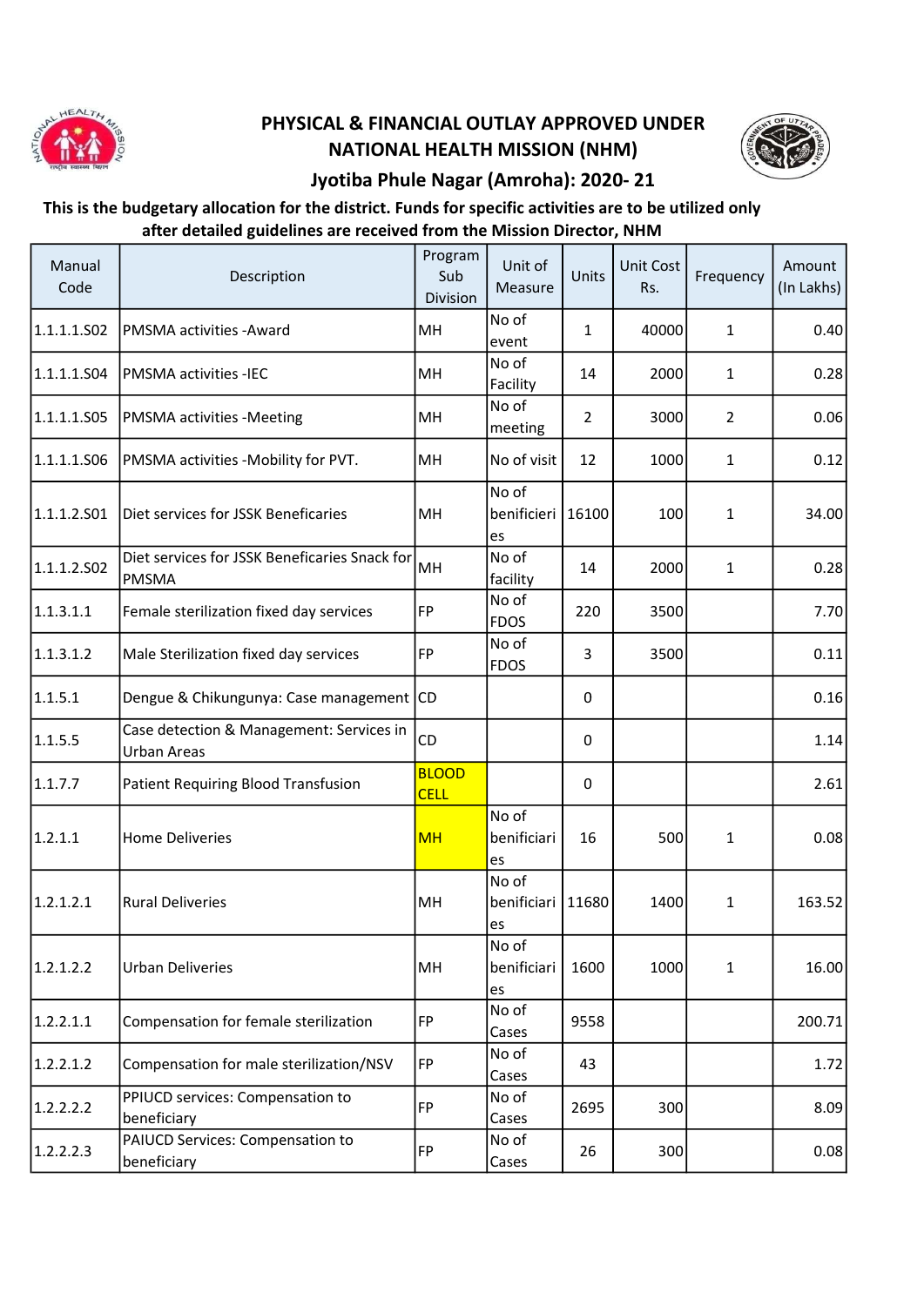# PHYSICAL & FINANCIAL OUTLAY APPROVED UNDER NATIONAL HEALTH MISSION (NHM)

## Jyotiba Phule Nagar (Amroha): 2020- 21

**This is the budgetary allocation for the district. Funds for specific activities are to be utilized only after detailed guidelines are received from the Mission Director, NHM**

| Manual Code | Description | Program Sub Division | Unit of Measure | Units | Unit Cost Rs. | Frequency | Amount (In Lakhs) |
|---|---|---|---|---|---|---|---|
| 1.1.1.1.S02 | PMSMA activities -Award | MH | No of event | 1 | 40000 | 1 | 0.40 |
| 1.1.1.1.S04 | PMSMA activities -IEC | MH | No of Facility | 14 | 2000 | 1 | 0.28 |
| 1.1.1.1.S05 | PMSMA activities -Meeting | MH | No of meeting | 2 | 3000 | 2 | 0.06 |
| 1.1.1.1.S06 | PMSMA activities -Mobility for PVT. | MH | No of visit | 12 | 1000 | 1 | 0.12 |
| 1.1.1.2.S01 | Diet services for JSSK Beneficaries | MH | No of benificieries | 16100 | 100 | 1 | 34.00 |
| 1.1.1.2.S02 | Diet services for JSSK Beneficaries Snack for PMSMA | MH | No of facility | 14 | 2000 | 1 | 0.28 |
| 1.1.3.1.1 | Female sterilization fixed day services | FP | No of FDOS | 220 | 3500 | | 7.70 |
| 1.1.3.1.2 | Male Sterilization fixed day services | FP | No of FDOS | 3 | 3500 | | 0.11 |
| 1.1.5.1 | Dengue & Chikungunya: Case management | CD | | 0 | | | 0.16 |
| 1.1.5.5 | Case detection & Management: Services in Urban Areas | CD | | 0 | | | 1.14 |
| 1.1.7.7 | Patient Requiring Blood Transfusion | BLOOD CELL | | 0 | | | 2.61 |
| 1.2.1.1 | Home Deliveries | MH | No of benificiaries | 16 | 500 | 1 | 0.08 |
| 1.2.1.2.1 | Rural Deliveries | MH | No of benificiaries | 11680 | 1400 | 1 | 163.52 |
| 1.2.1.2.2 | Urban Deliveries | MH | No of benificiaries | 1600 | 1000 | 1 | 16.00 |
| 1.2.2.1.1 | Compensation for female sterilization | FP | No of Cases | 9558 | | | 200.71 |
| 1.2.2.1.2 | Compensation for male sterilization/NSV | FP | No of Cases | 43 | | | 1.72 |
| 1.2.2.2.2 | PPIUCD services: Compensation to beneficiary | FP | No of Cases | 2695 | 300 | | 8.09 |
| 1.2.2.2.3 | PAIUCD Services: Compensation to beneficiary | FP | No of Cases | 26 | 300 | | 0.08 |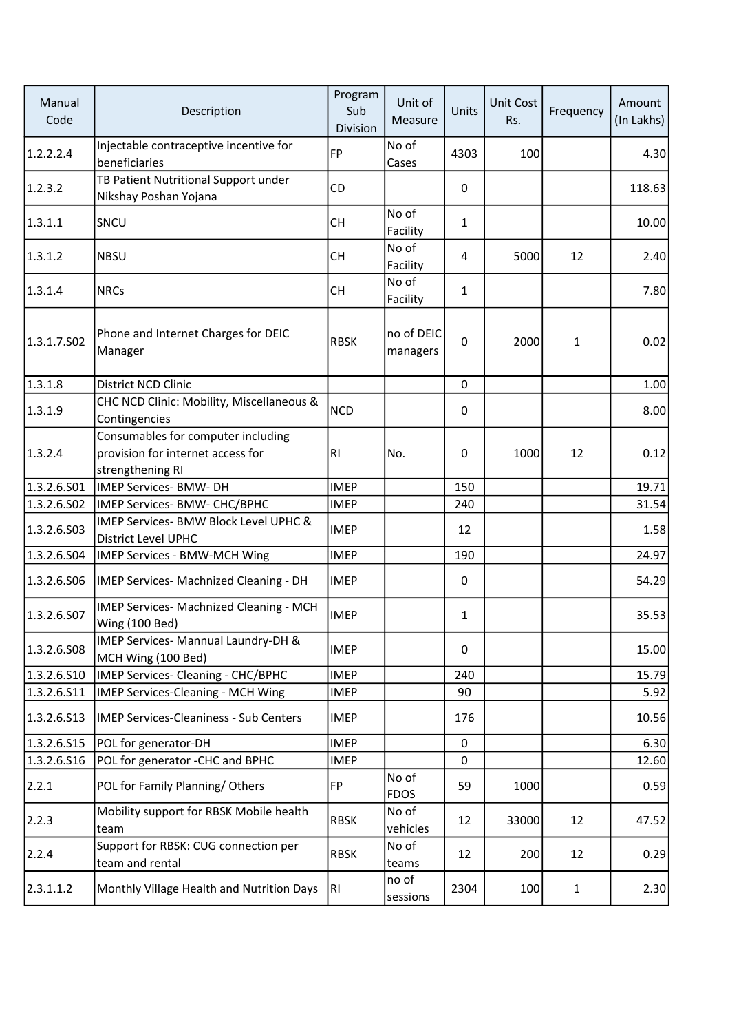| Manual Code | Description | Program Sub Division | Unit of Measure | Units | Unit Cost Rs. | Frequency | Amount (In Lakhs) |
|---|---|---|---|---|---|---|---|
| 1.2.2.2.4 | Injectable contraceptive incentive for beneficiaries | FP | No of Cases | 4303 | 100 | | 4.30 |
| 1.2.3.2 | TB Patient Nutritional Support under Nikshay Poshan Yojana | CD | | 0 | | | 118.63 |
| 1.3.1.1 | SNCU | CH | No of Facility | 1 | | | 10.00 |
| 1.3.1.2 | NBSU | CH | No of Facility | 4 | 5000 | 12 | 2.40 |
| 1.3.1.4 | NRCs | CH | No of Facility | 1 | | | 7.80 |
| 1.3.1.7.S02 | Phone and Internet Charges for DEIC Manager | RBSK | no of DEIC managers | 0 | 2000 | 1 | 0.02 |
| 1.3.1.8 | District NCD Clinic | | | 0 | | | 1.00 |
| 1.3.1.9 | CHC NCD Clinic: Mobility, Miscellaneous & Contingencies | NCD | | 0 | | | 8.00 |
| 1.3.2.4 | Consumables for computer including provision for internet access for strengthening RI | RI | No. | 0 | 1000 | 12 | 0.12 |
| 1.3.2.6.S01 | IMEP Services- BMW- DH | IMEP | | 150 | | | 19.71 |
| 1.3.2.6.S02 | IMEP Services- BMW- CHC/BPHC | IMEP | | 240 | | | 31.54 |
| 1.3.2.6.S03 | IMEP Services- BMW Block Level UPHC & District Level UPHC | IMEP | | 12 | | | 1.58 |
| 1.3.2.6.S04 | IMEP Services - BMW-MCH Wing | IMEP | | 190 | | | 24.97 |
| 1.3.2.6.S06 | IMEP Services- Machnized Cleaning - DH | IMEP | | 0 | | | 54.29 |
| 1.3.2.6.S07 | IMEP Services- Machnized Cleaning - MCH Wing (100 Bed) | IMEP | | 1 | | | 35.53 |
| 1.3.2.6.S08 | IMEP Services- Mannual Laundry-DH & MCH Wing (100 Bed) | IMEP | | 0 | | | 15.00 |
| 1.3.2.6.S10 | IMEP Services- Cleaning - CHC/BPHC | IMEP | | 240 | | | 15.79 |
| 1.3.2.6.S11 | IMEP Services-Cleaning - MCH Wing | IMEP | | 90 | | | 5.92 |
| 1.3.2.6.S13 | IMEP Services-Cleaniness - Sub Centers | IMEP | | 176 | | | 10.56 |
| 1.3.2.6.S15 | POL for generator-DH | IMEP | | 0 | | | 6.30 |
| 1.3.2.6.S16 | POL for generator -CHC and BPHC | IMEP | | 0 | | | 12.60 |
| 2.2.1 | POL for Family Planning/ Others | FP | No of FDOS | 59 | 1000 | | 0.59 |
| 2.2.3 | Mobility support for RBSK Mobile health team | RBSK | No of vehicles | 12 | 33000 | 12 | 47.52 |
| 2.2.4 | Support for RBSK: CUG connection per team and rental | RBSK | No of teams | 12 | 200 | 12 | 0.29 |
| 2.3.1.1.2 | Monthly Village Health and Nutrition Days | RI | no of sessions | 2304 | 100 | 1 | 2.30 |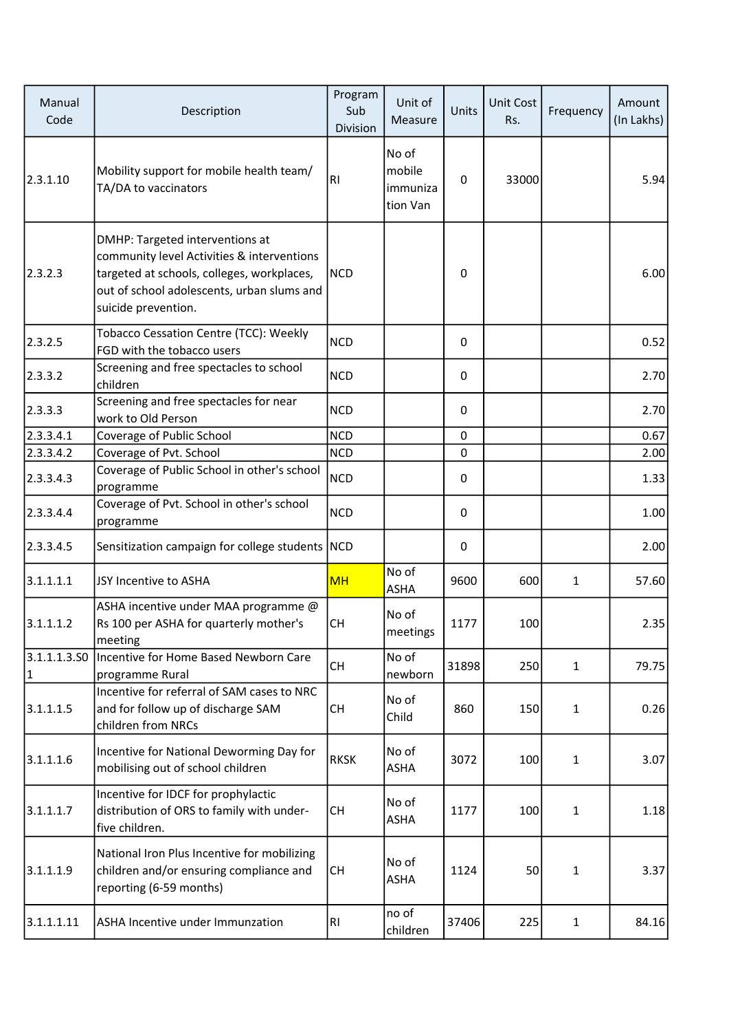| Manual Code | Description | Program Sub Division | Unit of Measure | Units | Unit Cost Rs. | Frequency | Amount (In Lakhs) |
|---|---|---|---|---|---|---|---|
| 2.3.1.10 | Mobility support for mobile health team/ TA/DA to vaccinators | RI | No of mobile immunization Van | 0 | 33000 | | 5.94 |
| 2.3.2.3 | DMHP: Targeted interventions at community level Activities & interventions targeted at schools, colleges, workplaces, out of school adolescents, urban slums and suicide prevention. | NCD | | 0 | | | 6.00 |
| 2.3.2.5 | Tobacco Cessation Centre (TCC): Weekly FGD with the tobacco users | NCD | | 0 | | | 0.52 |
| 2.3.3.2 | Screening and free spectacles to school children | NCD | | 0 | | | 2.70 |
| 2.3.3.3 | Screening and free spectacles for near work to Old Person | NCD | | 0 | | | 2.70 |
| 2.3.3.4.1 | Coverage of Public School | NCD | | 0 | | | 0.67 |
| 2.3.3.4.2 | Coverage of Pvt. School | NCD | | 0 | | | 2.00 |
| 2.3.3.4.3 | Coverage of Public School in other's school programme | NCD | | 0 | | | 1.33 |
| 2.3.3.4.4 | Coverage of Pvt. School in other's school programme | NCD | | 0 | | | 1.00 |
| 2.3.3.4.5 | Sensitization campaign for college students | NCD | | 0 | | | 2.00 |
| 3.1.1.1.1 | JSY Incentive to ASHA | MH | No of ASHA | 9600 | 600 | 1 | 57.60 |
| 3.1.1.1.2 | ASHA incentive under MAA programme @ Rs 100 per ASHA for quarterly mother's meeting | CH | No of meetings | 1177 | 100 | | 2.35 |
| 3.1.1.1.3.S01 | Incentive for Home Based Newborn Care programme Rural | CH | No of newborn | 31898 | 250 | 1 | 79.75 |
| 3.1.1.1.5 | Incentive for referral of SAM cases to NRC and for follow up of discharge SAM children from NRCs | CH | No of Child | 860 | 150 | 1 | 0.26 |
| 3.1.1.1.6 | Incentive for National Deworming Day for mobilising out of school children | RKSK | No of ASHA | 3072 | 100 | 1 | 3.07 |
| 3.1.1.1.7 | Incentive for IDCF for prophylactic distribution of ORS to family with under-five children. | CH | No of ASHA | 1177 | 100 | 1 | 1.18 |
| 3.1.1.1.9 | National Iron Plus Incentive for mobilizing children and/or ensuring compliance and reporting (6-59 months) | CH | No of ASHA | 1124 | 50 | 1 | 3.37 |
| 3.1.1.1.11 | ASHA Incentive under Immunzation | RI | no of children | 37406 | 225 | 1 | 84.16 |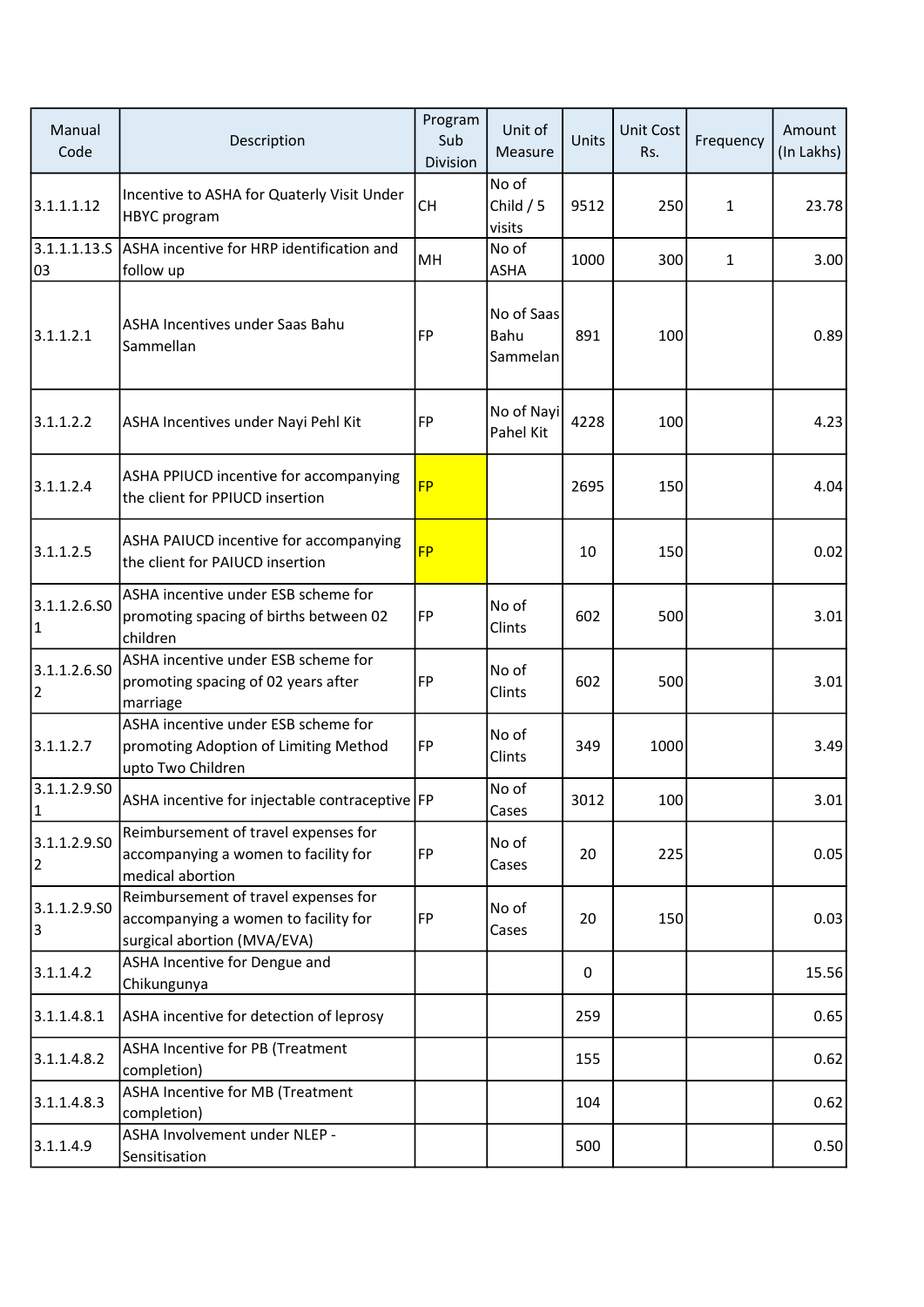| Manual Code | Description | Program Sub Division | Unit of Measure | Units | Unit Cost Rs. | Frequency | Amount (In Lakhs) |
|---|---|---|---|---|---|---|---|
| 3.1.1.1.12 | Incentive to ASHA for Quaterly Visit Under HBYC program | CH | No of Child / 5 visits | 9512 | 250 | 1 | 23.78 |
| 3.1.1.1.13.S03 | ASHA incentive for HRP identification and follow up | MH | No of ASHA | 1000 | 300 | 1 | 3.00 |
| 3.1.1.2.1 | ASHA Incentives under Saas Bahu Sammellan | FP | No of Saas Bahu Sammelan | 891 | 100 | | 0.89 |
| 3.1.1.2.2 | ASHA Incentives under Nayi Pehl Kit | FP | No of Nayi Pahel Kit | 4228 | 100 | | 4.23 |
| 3.1.1.2.4 | ASHA PPIUCD incentive for accompanying the client for PPIUCD insertion | FP | | 2695 | 150 | | 4.04 |
| 3.1.1.2.5 | ASHA PAIUCD incentive for accompanying the client for PAIUCD insertion | FP | | 10 | 150 | | 0.02 |
| 3.1.1.2.6.S01 | ASHA incentive under ESB scheme for promoting spacing of births between 02 children | FP | No of Clints | 602 | 500 | | 3.01 |
| 3.1.1.2.6.S02 | ASHA incentive under ESB scheme for promoting spacing of 02 years after marriage | FP | No of Clints | 602 | 500 | | 3.01 |
| 3.1.1.2.7 | ASHA incentive under ESB scheme for promoting Adoption of Limiting Method upto Two Children | FP | No of Clints | 349 | 1000 | | 3.49 |
| 3.1.1.2.9.S01 | ASHA incentive for injectable contraceptive | FP | No of Cases | 3012 | 100 | | 3.01 |
| 3.1.1.2.9.S02 | Reimbursement of travel expenses for accompanying a women to facility for medical abortion | FP | No of Cases | 20 | 225 | | 0.05 |
| 3.1.1.2.9.S03 | Reimbursement of travel expenses for accompanying a women to facility for surgical abortion (MVA/EVA) | FP | No of Cases | 20 | 150 | | 0.03 |
| 3.1.1.4.2 | ASHA Incentive for Dengue and Chikungunya | | | 0 | | | 15.56 |
| 3.1.1.4.8.1 | ASHA incentive for detection of leprosy | | | 259 | | | 0.65 |
| 3.1.1.4.8.2 | ASHA Incentive for PB (Treatment completion) | | | 155 | | | 0.62 |
| 3.1.1.4.8.3 | ASHA Incentive for MB (Treatment completion) | | | 104 | | | 0.62 |
| 3.1.1.4.9 | ASHA Involvement under NLEP - Sensitisation | | | 500 | | | 0.50 |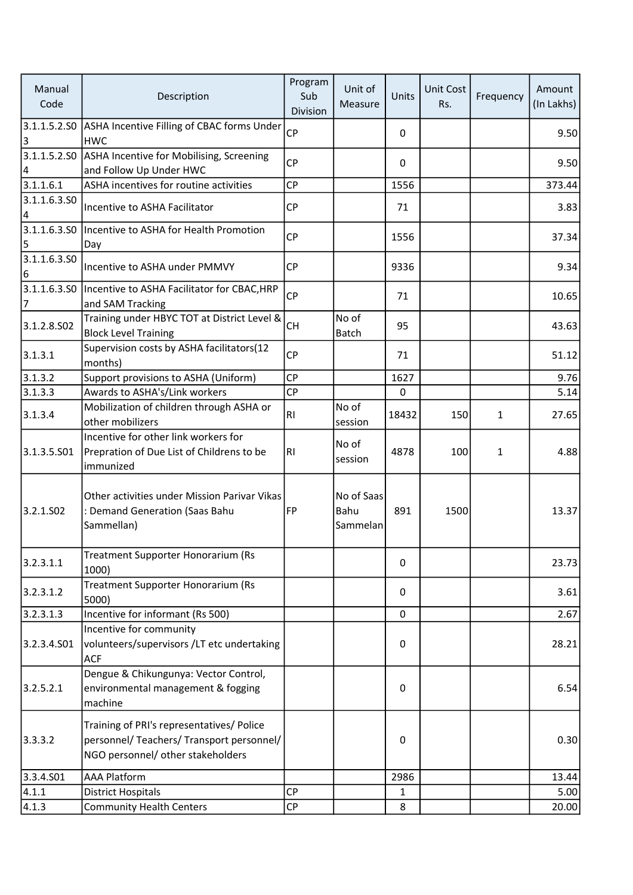| Manual Code | Description | Program Sub Division | Unit of Measure | Units | Unit Cost Rs. | Frequency | Amount (In Lakhs) |
|---|---|---|---|---|---|---|---|
| 3.1.1.5.2.S03 | ASHA Incentive Filling of CBAC forms Under HWC | CP | | 0 | | | 9.50 |
| 3.1.1.5.2.S04 | ASHA Incentive for Mobilising, Screening and Follow Up Under HWC | CP | | 0 | | | 9.50 |
| 3.1.1.6.1 | ASHA incentives for routine activities | CP | | 1556 | | | 373.44 |
| 3.1.1.6.3.S04 | Incentive to ASHA Facilitator | CP | | 71 | | | 3.83 |
| 3.1.1.6.3.S05 | Incentive to ASHA for Health Promotion Day | CP | | 1556 | | | 37.34 |
| 3.1.1.6.3.S06 | Incentive to ASHA under PMMVY | CP | | 9336 | | | 9.34 |
| 3.1.1.6.3.S07 | Incentive to ASHA Facilitator for CBAC,HRP and SAM Tracking | CP | | 71 | | | 10.65 |
| 3.1.2.8.S02 | Training under HBYC TOT at District Level & Block Level Training | CH | No of Batch | 95 | | | 43.63 |
| 3.1.3.1 | Supervision costs by ASHA facilitators(12 months) | CP | | 71 | | | 51.12 |
| 3.1.3.2 | Support provisions to ASHA (Uniform) | CP | | 1627 | | | 9.76 |
| 3.1.3.3 | Awards to ASHA's/Link workers | CP | | 0 | | | 5.14 |
| 3.1.3.4 | Mobilization of children through ASHA or other mobilizers | RI | No of session | 18432 | 150 | 1 | 27.65 |
| 3.1.3.5.S01 | Incentive for other link workers for Prepration of Due List of Childrens to be immunized | RI | No of session | 4878 | 100 | 1 | 4.88 |
| 3.2.1.S02 | Other activities under Mission Parivar Vikas : Demand Generation (Saas Bahu Sammellan) | FP | No of Saas Bahu Sammelan | 891 | 1500 | | 13.37 |
| 3.2.3.1.1 | Treatment Supporter Honorarium (Rs 1000) | | | 0 | | | 23.73 |
| 3.2.3.1.2 | Treatment Supporter Honorarium (Rs 5000) | | | 0 | | | 3.61 |
| 3.2.3.1.3 | Incentive for informant (Rs 500) | | | 0 | | | 2.67 |
| 3.2.3.4.S01 | Incentive for community volunteers/supervisors /LT etc undertaking ACF | | | 0 | | | 28.21 |
| 3.2.5.2.1 | Dengue & Chikungunya: Vector Control, environmental management & fogging machine | | | 0 | | | 6.54 |
| 3.3.3.2 | Training of PRI's representatives/ Police personnel/ Teachers/ Transport personnel/ NGO personnel/ other stakeholders | | | 0 | | | 0.30 |
| 3.3.4.S01 | AAA Platform | | | 2986 | | | 13.44 |
| 4.1.1 | District Hospitals | CP | | 1 | | | 5.00 |
| 4.1.3 | Community Health Centers | CP | | 8 | | | 20.00 |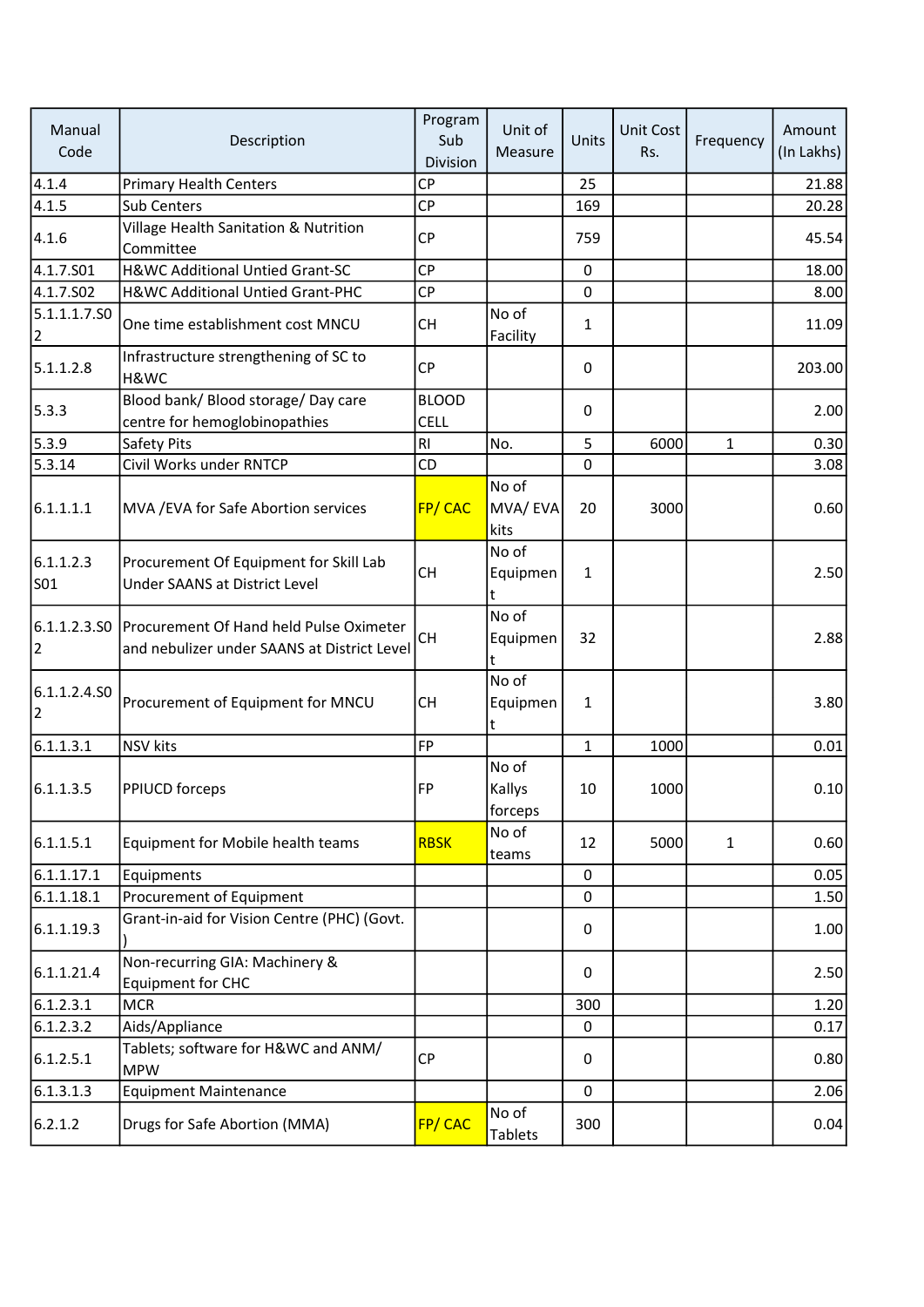| Manual Code | Description | Program Sub Division | Unit of Measure | Units | Unit Cost Rs. | Frequency | Amount (In Lakhs) |
|---|---|---|---|---|---|---|---|
| 4.1.4 | Primary Health Centers | CP | | 25 | | | 21.88 |
| 4.1.5 | Sub Centers | CP | | 169 | | | 20.28 |
| 4.1.6 | Village Health Sanitation & Nutrition Committee | CP | | 759 | | | 45.54 |
| 4.1.7.S01 | H&WC Additional Untied Grant-SC | CP | | 0 | | | 18.00 |
| 4.1.7.S02 | H&WC Additional Untied Grant-PHC | CP | | 0 | | | 8.00 |
| 5.1.1.1.7.S02 | One time establishment cost MNCU | CH | No of Facility | 1 | | | 11.09 |
| 5.1.1.2.8 | Infrastructure strengthening of SC to H&WC | CP | | 0 | | | 203.00 |
| 5.3.3 | Blood bank/ Blood storage/ Day care centre for hemoglobinopathies | BLOOD CELL | | 0 | | | 2.00 |
| 5.3.9 | Safety Pits | RI | No. | 5 | 6000 | 1 | 0.30 |
| 5.3.14 | Civil Works under RNTCP | CD | | 0 | | | 3.08 |
| 6.1.1.1.1 | MVA /EVA for Safe Abortion services | FP/ CAC | No of MVA/ EVA kits | 20 | 3000 | | 0.60 |
| 6.1.1.2.3 S01 | Procurement Of Equipment for Skill Lab Under SAANS at District Level | CH | No of Equipment | 1 | | | 2.50 |
| 6.1.1.2.3.S02 | Procurement Of Hand held Pulse Oximeter and nebulizer under SAANS at District Level | CH | No of Equipment | 32 | | | 2.88 |
| 6.1.1.2.4.S02 | Procurement of Equipment for MNCU | CH | No of Equipment | 1 | | | 3.80 |
| 6.1.1.3.1 | NSV kits | FP | | 1 | 1000 | | 0.01 |
| 6.1.1.3.5 | PPIUCD forceps | FP | No of Kallys forceps | 10 | 1000 | | 0.10 |
| 6.1.1.5.1 | Equipment for Mobile health teams | RBSK | No of teams | 12 | 5000 | 1 | 0.60 |
| 6.1.1.17.1 | Equipments | | | 0 | | | 0.05 |
| 6.1.1.18.1 | Procurement of Equipment | | | 0 | | | 1.50 |
| 6.1.1.19.3 | Grant-in-aid for Vision Centre (PHC) (Govt.) | | | 0 | | | 1.00 |
| 6.1.1.21.4 | Non-recurring GIA: Machinery & Equipment for CHC | | | 0 | | | 2.50 |
| 6.1.2.3.1 | MCR | | | 300 | | | 1.20 |
| 6.1.2.3.2 | Aids/Appliance | | | 0 | | | 0.17 |
| 6.1.2.5.1 | Tablets; software for H&WC and ANM/ MPW | CP | | 0 | | | 0.80 |
| 6.1.3.1.3 | Equipment Maintenance | | | 0 | | | 2.06 |
| 6.2.1.2 | Drugs for Safe Abortion (MMA) | FP/ CAC | No of Tablets | 300 | | | 0.04 |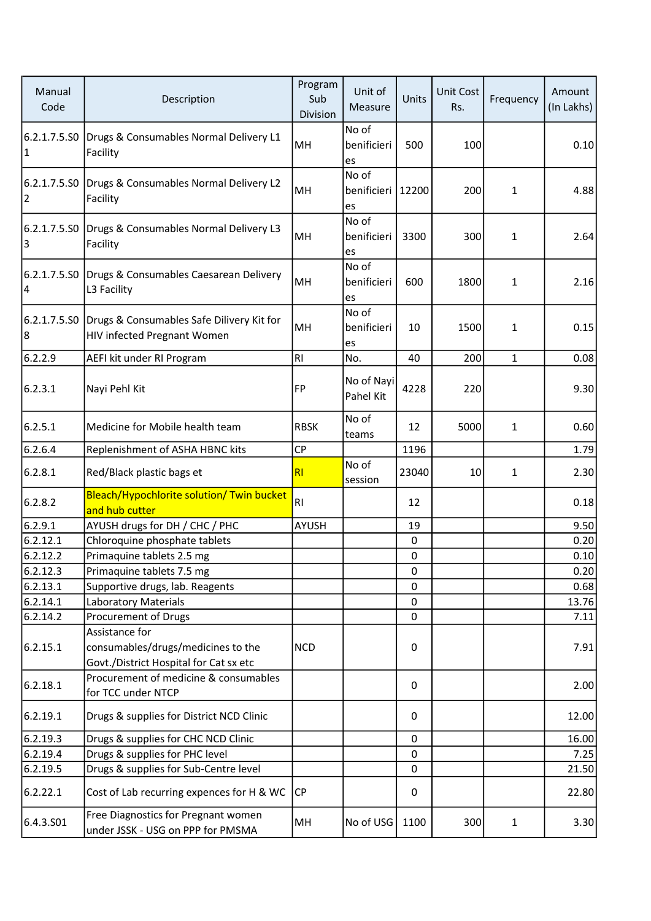| Manual Code | Description | Program Sub Division | Unit of Measure | Units | Unit Cost Rs. | Frequency | Amount (In Lakhs) |
|---|---|---|---|---|---|---|---|
| 6.2.1.7.5.S01 | Drugs & Consumables Normal Delivery L1 Facility | MH | No of benificieries | 500 | 100 | | 0.10 |
| 6.2.1.7.5.S02 | Drugs & Consumables Normal Delivery L2 Facility | MH | No of benificieries | 12200 | 200 | 1 | 4.88 |
| 6.2.1.7.5.S03 | Drugs & Consumables Normal Delivery L3 Facility | MH | No of benificieries | 3300 | 300 | 1 | 2.64 |
| 6.2.1.7.5.S04 | Drugs & Consumables Caesarean Delivery L3 Facility | MH | No of benificieries | 600 | 1800 | 1 | 2.16 |
| 6.2.1.7.5.S08 | Drugs & Consumables Safe Dilivery Kit for HIV infected Pregnant Women | MH | No of benificieries | 10 | 1500 | 1 | 0.15 |
| 6.2.2.9 | AEFI kit under RI Program | RI | No. | 40 | 200 | 1 | 0.08 |
| 6.2.3.1 | Nayi Pehl Kit | FP | No of Nayi Pahel Kit | 4228 | 220 | | 9.30 |
| 6.2.5.1 | Medicine for Mobile health team | RBSK | No of teams | 12 | 5000 | 1 | 0.60 |
| 6.2.6.4 | Replenishment of ASHA HBNC kits | CP | | 1196 | | | 1.79 |
| 6.2.8.1 | Red/Black plastic bags et | RI | No of session | 23040 | 10 | 1 | 2.30 |
| 6.2.8.2 | Bleach/Hypochlorite solution/ Twin bucket and hub cutter | RI | | 12 | | | 0.18 |
| 6.2.9.1 | AYUSH drugs for DH / CHC / PHC | AYUSH | | 19 | | | 9.50 |
| 6.2.12.1 | Chloroquine phosphate tablets | | | 0 | | | 0.20 |
| 6.2.12.2 | Primaquine tablets 2.5 mg | | | 0 | | | 0.10 |
| 6.2.12.3 | Primaquine tablets 7.5 mg | | | 0 | | | 0.20 |
| 6.2.13.1 | Supportive drugs, lab. Reagents | | | 0 | | | 0.68 |
| 6.2.14.1 | Laboratory Materials | | | 0 | | | 13.76 |
| 6.2.14.2 | Procurement of Drugs | | | 0 | | | 7.11 |
| 6.2.15.1 | Assistance for consumables/drugs/medicines to the Govt./District Hospital for Cat sx etc | NCD | | 0 | | | 7.91 |
| 6.2.18.1 | Procurement of medicine & consumables for TCC under NTCP | | | 0 | | | 2.00 |
| 6.2.19.1 | Drugs & supplies for District NCD Clinic | | | 0 | | | 12.00 |
| 6.2.19.3 | Drugs & supplies for CHC NCD Clinic | | | 0 | | | 16.00 |
| 6.2.19.4 | Drugs & supplies for PHC level | | | 0 | | | 7.25 |
| 6.2.19.5 | Drugs & supplies for Sub-Centre level | | | 0 | | | 21.50 |
| 6.2.22.1 | Cost of Lab recurring expences for H & WC | CP | | 0 | | | 22.80 |
| 6.4.3.S01 | Free Diagnostics for Pregnant women under JSSK - USG on PPP for PMSMA | MH | No of USG | 1100 | 300 | 1 | 3.30 |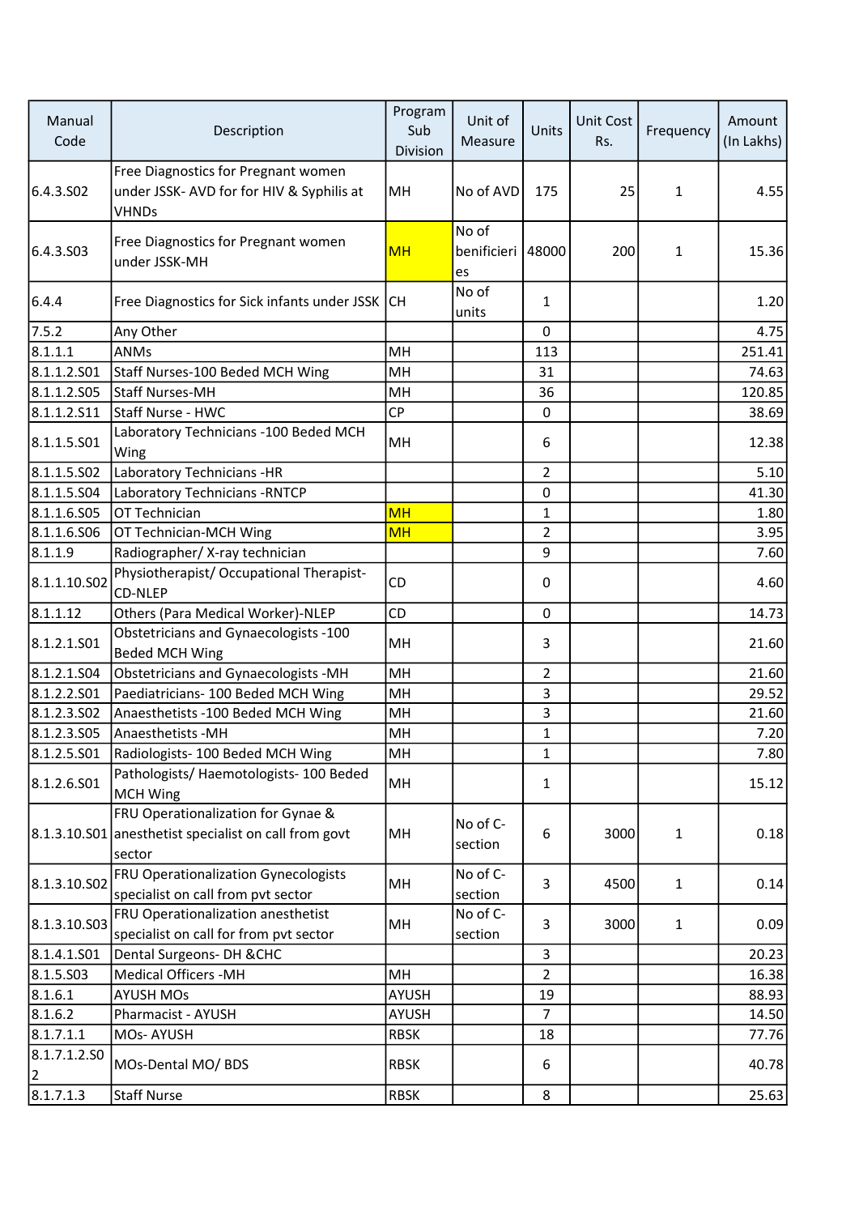| Manual Code | Description | Program Sub Division | Unit of Measure | Units | Unit Cost Rs. | Frequency | Amount (In Lakhs) |
|---|---|---|---|---|---|---|---|
| 6.4.3.S02 | Free Diagnostics for Pregnant women under JSSK- AVD for for HIV & Syphilis at VHNDs | MH | No of AVD | 175 | 25 | 1 | 4.55 |
| 6.4.3.S03 | Free Diagnostics for Pregnant women under JSSK-MH | MH | No of benificieries | 48000 | 200 | 1 | 15.36 |
| 6.4.4 | Free Diagnostics for Sick infants under JSSK | CH | No of units | 1 | | | 1.20 |
| 7.5.2 | Any Other | | | 0 | | | 4.75 |
| 8.1.1.1 | ANMs | MH | | 113 | | | 251.41 |
| 8.1.1.2.S01 | Staff Nurses-100 Beded MCH Wing | MH | | 31 | | | 74.63 |
| 8.1.1.2.S05 | Staff Nurses-MH | MH | | 36 | | | 120.85 |
| 8.1.1.2.S11 | Staff Nurse - HWC | CP | | 0 | | | 38.69 |
| 8.1.1.5.S01 | Laboratory Technicians -100 Beded MCH Wing | MH | | 6 | | | 12.38 |
| 8.1.1.5.S02 | Laboratory Technicians -HR | | | 2 | | | 5.10 |
| 8.1.1.5.S04 | Laboratory Technicians -RNTCP | | | 0 | | | 41.30 |
| 8.1.1.6.S05 | OT Technician | MH | | 1 | | | 1.80 |
| 8.1.1.6.S06 | OT Technician-MCH Wing | MH | | 2 | | | 3.95 |
| 8.1.1.9 | Radiographer/ X-ray technician | | | 9 | | | 7.60 |
| 8.1.1.10.S02 | Physiotherapist/ Occupational Therapist-CD-NLEP | CD | | 0 | | | 4.60 |
| 8.1.1.12 | Others (Para Medical Worker)-NLEP | CD | | 0 | | | 14.73 |
| 8.1.2.1.S01 | Obstetricians and Gynaecologists -100 Beded MCH Wing | MH | | 3 | | | 21.60 |
| 8.1.2.1.S04 | Obstetricians and Gynaecologists -MH | MH | | 2 | | | 21.60 |
| 8.1.2.2.S01 | Paediatricians- 100 Beded MCH Wing | MH | | 3 | | | 29.52 |
| 8.1.2.3.S02 | Anaesthetists -100 Beded MCH Wing | MH | | 3 | | | 21.60 |
| 8.1.2.3.S05 | Anaesthetists -MH | MH | | 1 | | | 7.20 |
| 8.1.2.5.S01 | Radiologists- 100 Beded MCH Wing | MH | | 1 | | | 7.80 |
| 8.1.2.6.S01 | Pathologists/ Haemotologists- 100 Beded MCH Wing | MH | | 1 | | | 15.12 |
| 8.1.3.10.S01 | FRU Operationalization for Gynae & anesthetist specialist on call from govt sector | MH | No of C-section | 6 | 3000 | 1 | 0.18 |
| 8.1.3.10.S02 | FRU Operationalization Gynecologists specialist on call from pvt sector | MH | No of C-section | 3 | 4500 | 1 | 0.14 |
| 8.1.3.10.S03 | FRU Operationalization anesthetist specialist on call for from pvt sector | MH | No of C-section | 3 | 3000 | 1 | 0.09 |
| 8.1.4.1.S01 | Dental Surgeons- DH &CHC | | | 3 | | | 20.23 |
| 8.1.5.S03 | Medical Officers -MH | MH | | 2 | | | 16.38 |
| 8.1.6.1 | AYUSH MOs | AYUSH | | 19 | | | 88.93 |
| 8.1.6.2 | Pharmacist - AYUSH | AYUSH | | 7 | | | 14.50 |
| 8.1.7.1.1 | MOs- AYUSH | RBSK | | 18 | | | 77.76 |
| 8.1.7.1.2.S02 | MOs-Dental MO/ BDS | RBSK | | 6 | | | 40.78 |
| 8.1.7.1.3 | Staff Nurse | RBSK | | 8 | | | 25.63 |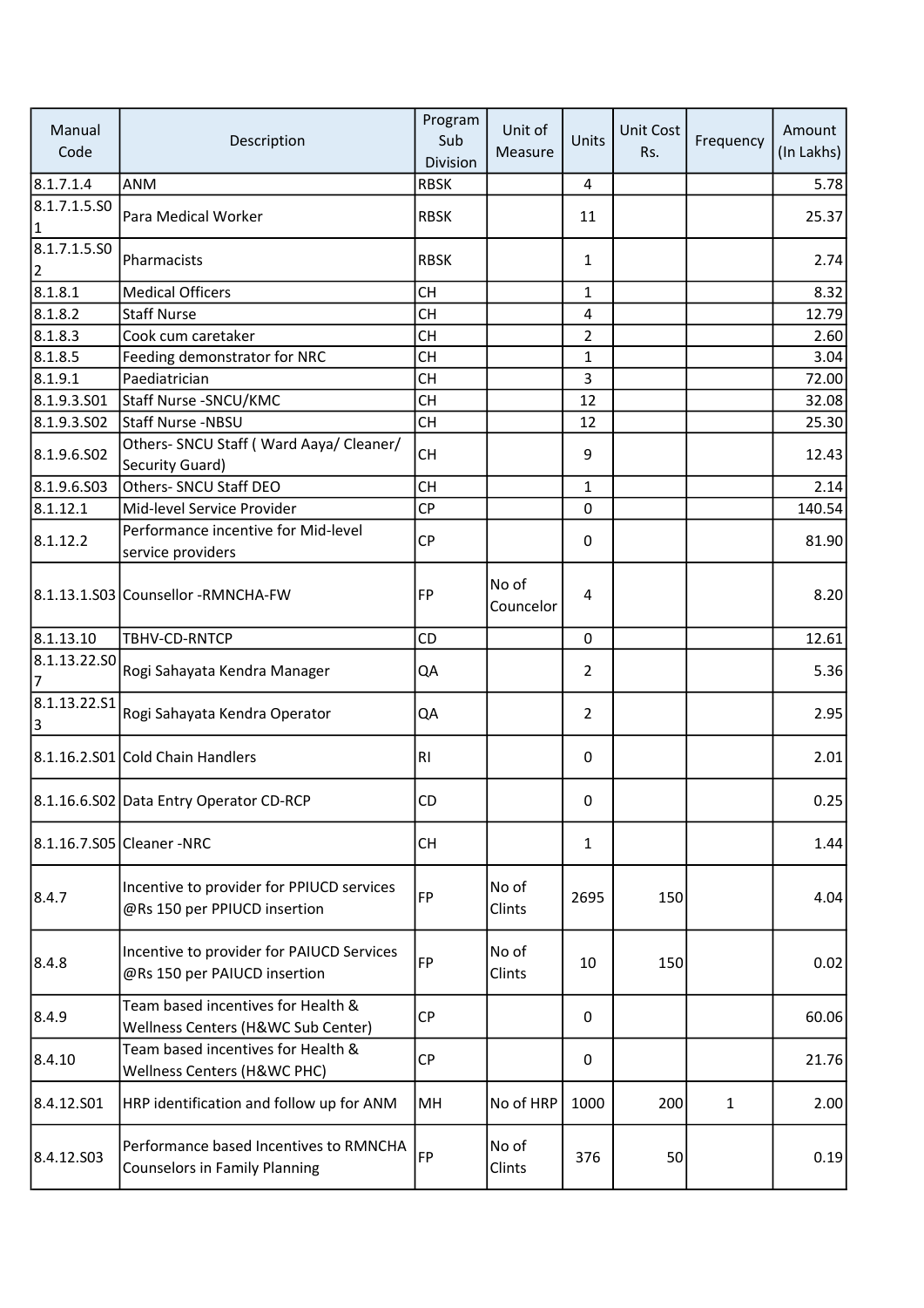| Manual Code | Description | Program Sub Division | Unit of Measure | Units | Unit Cost Rs. | Frequency | Amount (In Lakhs) |
|---|---|---|---|---|---|---|---|
| 8.1.7.1.4 | ANM | RBSK | | 4 | | | 5.78 |
| 8.1.7.1.5.S01 | Para Medical Worker | RBSK | | 11 | | | 25.37 |
| 8.1.7.1.5.S02 | Pharmacists | RBSK | | 1 | | | 2.74 |
| 8.1.8.1 | Medical Officers | CH | | 1 | | | 8.32 |
| 8.1.8.2 | Staff Nurse | CH | | 4 | | | 12.79 |
| 8.1.8.3 | Cook cum caretaker | CH | | 2 | | | 2.60 |
| 8.1.8.5 | Feeding demonstrator for NRC | CH | | 1 | | | 3.04 |
| 8.1.9.1 | Paediatrician | CH | | 3 | | | 72.00 |
| 8.1.9.3.S01 | Staff Nurse -SNCU/KMC | CH | | 12 | | | 32.08 |
| 8.1.9.3.S02 | Staff Nurse -NBSU | CH | | 12 | | | 25.30 |
| 8.1.9.6.S02 | Others- SNCU Staff ( Ward Aaya/ Cleaner/ Security Guard) | CH | | 9 | | | 12.43 |
| 8.1.9.6.S03 | Others- SNCU Staff DEO | CH | | 1 | | | 2.14 |
| 8.1.12.1 | Mid-level Service Provider | CP | | 0 | | | 140.54 |
| 8.1.12.2 | Performance incentive for Mid-level service providers | CP | | 0 | | | 81.90 |
| 8.1.13.1.S03 | Counsellor -RMNCHA-FW | FP | No of Councelor | 4 | | | 8.20 |
| 8.1.13.10 | TBHV-CD-RNTCP | CD | | 0 | | | 12.61 |
| 8.1.13.22.S07 | Rogi Sahayata Kendra Manager | QA | | 2 | | | 5.36 |
| 8.1.13.22.S13 | Rogi Sahayata Kendra Operator | QA | | 2 | | | 2.95 |
| 8.1.16.2.S01 | Cold Chain Handlers | RI | | 0 | | | 2.01 |
| 8.1.16.6.S02 | Data Entry Operator CD-RCP | CD | | 0 | | | 0.25 |
| 8.1.16.7.S05 | Cleaner -NRC | CH | | 1 | | | 1.44 |
| 8.4.7 | Incentive to provider for PPIUCD services @Rs 150 per PPIUCD insertion | FP | No of Clints | 2695 | 150 | | 4.04 |
| 8.4.8 | Incentive to provider for PAIUCD Services @Rs 150 per PAIUCD insertion | FP | No of Clints | 10 | 150 | | 0.02 |
| 8.4.9 | Team based incentives for Health & Wellness Centers (H&WC Sub Center) | CP | | 0 | | | 60.06 |
| 8.4.10 | Team based incentives for Health & Wellness Centers (H&WC PHC) | CP | | 0 | | | 21.76 |
| 8.4.12.S01 | HRP identification and follow up for ANM | MH | No of HRP | 1000 | 200 | 1 | 2.00 |
| 8.4.12.S03 | Performance based Incentives to RMNCHA Counselors in Family Planning | FP | No of Clints | 376 | 50 | | 0.19 |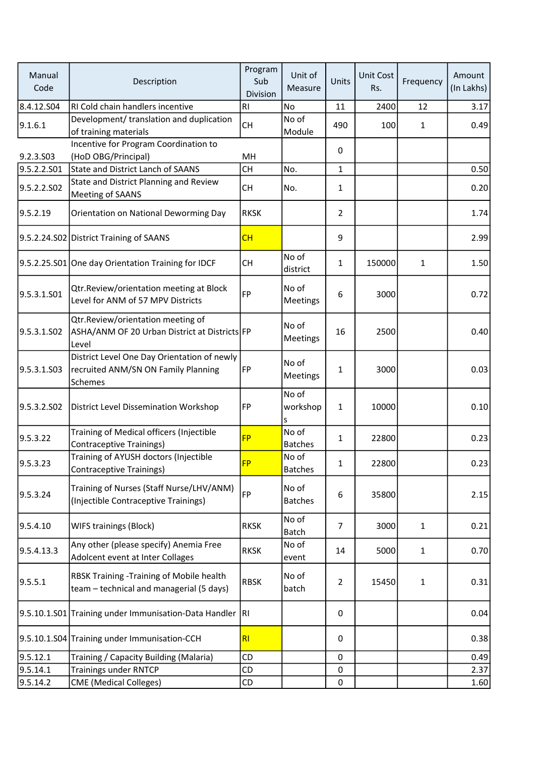| Manual Code | Description | Program Sub Division | Unit of Measure | Units | Unit Cost Rs. | Frequency | Amount (In Lakhs) |
|---|---|---|---|---|---|---|---|
| 8.4.12.S04 | RI Cold chain handlers incentive | RI | No | 11 | 2400 | 12 | 3.17 |
| 9.1.6.1 | Development/ translation and duplication of training materials | CH | No of Module | 490 | 100 | 1 | 0.49 |
| 9.2.3.S03 | Incentive for Program Coordination to (HoD OBG/Principal) | MH | | 0 | | | |
| 9.5.2.2.S01 | State and District Lanch of SAANS | CH | No. | 1 | | | 0.50 |
| 9.5.2.2.S02 | State and District Planning and Review Meeting of SAANS | CH | No. | 1 | | | 0.20 |
| 9.5.2.19 | Orientation on National Deworming Day | RKSK | | 2 | | | 1.74 |
| 9.5.2.24.S02 | District Training of SAANS | CH | | 9 | | | 2.99 |
| 9.5.2.25.S01 | One day Orientation Training for IDCF | CH | No of district | 1 | 150000 | 1 | 1.50 |
| 9.5.3.1.S01 | Qtr.Review/orientation meeting at Block Level for ANM of 57 MPV Districts | FP | No of Meetings | 6 | 3000 | | 0.72 |
| 9.5.3.1.S02 | Qtr.Review/orientation meeting of ASHA/ANM OF 20 Urban District at Districts Level | FP | No of Meetings | 16 | 2500 | | 0.40 |
| 9.5.3.1.S03 | District Level One Day Orientation of newly recruited ANM/SN ON Family Planning Schemes | FP | No of Meetings | 1 | 3000 | | 0.03 |
| 9.5.3.2.S02 | District Level Dissemination Workshop | FP | No of workshops | 1 | 10000 | | 0.10 |
| 9.5.3.22 | Training of Medical officers (Injectible Contraceptive Trainings) | FP | No of Batches | 1 | 22800 | | 0.23 |
| 9.5.3.23 | Training of AYUSH doctors (Injectible Contraceptive Trainings) | FP | No of Batches | 1 | 22800 | | 0.23 |
| 9.5.3.24 | Training of Nurses (Staff Nurse/LHV/ANM) (Injectible Contraceptive Trainings) | FP | No of Batches | 6 | 35800 | | 2.15 |
| 9.5.4.10 | WIFS trainings (Block) | RKSK | No of Batch | 7 | 3000 | 1 | 0.21 |
| 9.5.4.13.3 | Any other (please specify) Anemia Free Adolcent event at Inter Collages | RKSK | No of event | 14 | 5000 | 1 | 0.70 |
| 9.5.5.1 | RBSK Training -Training of Mobile health team – technical and managerial (5 days) | RBSK | No of batch | 2 | 15450 | 1 | 0.31 |
| 9.5.10.1.S01 | Training under Immunisation-Data Handler | RI | | 0 | | | 0.04 |
| 9.5.10.1.S04 | Training under Immunisation-CCH | RI | | 0 | | | 0.38 |
| 9.5.12.1 | Training / Capacity Building (Malaria) | CD | | 0 | | | 0.49 |
| 9.5.14.1 | Trainings under RNTCP | CD | | 0 | | | 2.37 |
| 9.5.14.2 | CME (Medical Colleges) | CD | | 0 | | | 1.60 |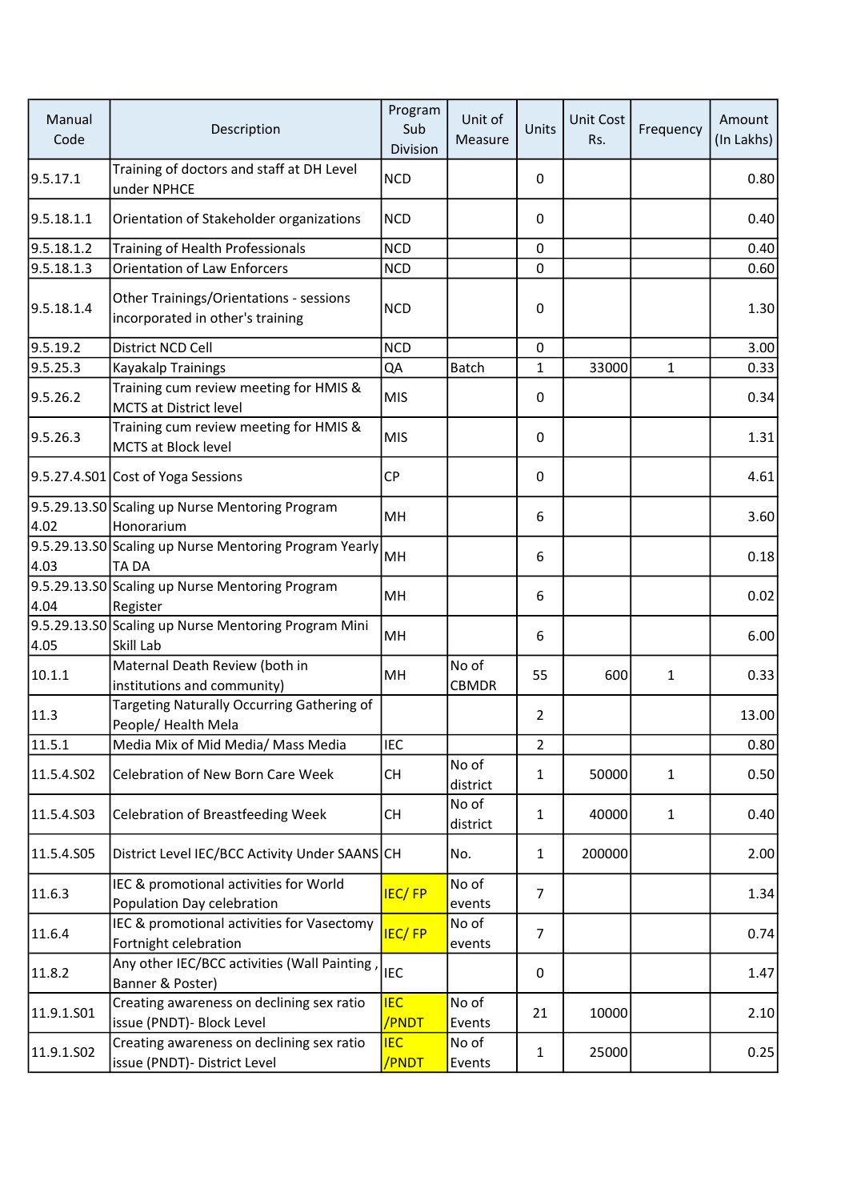| Manual Code | Description | Program Sub Division | Unit of Measure | Units | Unit Cost Rs. | Frequency | Amount (In Lakhs) |
|---|---|---|---|---|---|---|---|
| 9.5.17.1 | Training of doctors and staff at DH Level under NPHCE | NCD | | 0 | | | 0.80 |
| 9.5.18.1.1 | Orientation of Stakeholder organizations | NCD | | 0 | | | 0.40 |
| 9.5.18.1.2 | Training of Health Professionals | NCD | | 0 | | | 0.40 |
| 9.5.18.1.3 | Orientation of Law Enforcers | NCD | | 0 | | | 0.60 |
| 9.5.18.1.4 | Other Trainings/Orientations - sessions incorporated in other's training | NCD | | 0 | | | 1.30 |
| 9.5.19.2 | District NCD Cell | NCD | | 0 | | | 3.00 |
| 9.5.25.3 | Kayakalp Trainings | QA | Batch | 1 | 33000 | 1 | 0.33 |
| 9.5.26.2 | Training cum review meeting for HMIS & MCTS at District level | MIS | | 0 | | | 0.34 |
| 9.5.26.3 | Training cum review meeting for HMIS & MCTS at Block level | MIS | | 0 | | | 1.31 |
| 9.5.27.4.S01 | Cost of Yoga Sessions | CP | | 0 | | | 4.61 |
| 9.5.29.13.S04.02 | Scaling up Nurse Mentoring Program Honorarium | MH | | 6 | | | 3.60 |
| 9.5.29.13.S04.03 | Scaling up Nurse Mentoring Program Yearly TA DA | MH | | 6 | | | 0.18 |
| 9.5.29.13.S04.04 | Scaling up Nurse Mentoring Program Register | MH | | 6 | | | 0.02 |
| 9.5.29.13.S04.05 | Scaling up Nurse Mentoring Program Mini Skill Lab | MH | | 6 | | | 6.00 |
| 10.1.1 | Maternal Death Review (both in institutions and community) | MH | No of CBMDR | 55 | 600 | 1 | 0.33 |
| 11.3 | Targeting Naturally Occurring Gathering of People/ Health Mela | | | 2 | | | 13.00 |
| 11.5.1 | Media Mix of Mid Media/ Mass Media | IEC | | 2 | | | 0.80 |
| 11.5.4.S02 | Celebration of New Born Care Week | CH | No of district | 1 | 50000 | 1 | 0.50 |
| 11.5.4.S03 | Celebration of Breastfeeding Week | CH | No of district | 1 | 40000 | 1 | 0.40 |
| 11.5.4.S05 | District Level IEC/BCC Activity Under SAANS | CH | No. | 1 | 200000 | | 2.00 |
| 11.6.3 | IEC & promotional activities for World Population Day celebration | IEC/ FP | No of events | 7 | | | 1.34 |
| 11.6.4 | IEC & promotional activities for Vasectomy Fortnight celebration | IEC/ FP | No of events | 7 | | | 0.74 |
| 11.8.2 | Any other IEC/BCC activities (Wall Painting , Banner & Poster) | IEC | | 0 | | | 1.47 |
| 11.9.1.S01 | Creating awareness on declining sex ratio issue (PNDT)- Block Level | IEC /PNDT | No of Events | 21 | 10000 | | 2.10 |
| 11.9.1.S02 | Creating awareness on declining sex ratio issue (PNDT)- District Level | IEC /PNDT | No of Events | 1 | 25000 | | 0.25 |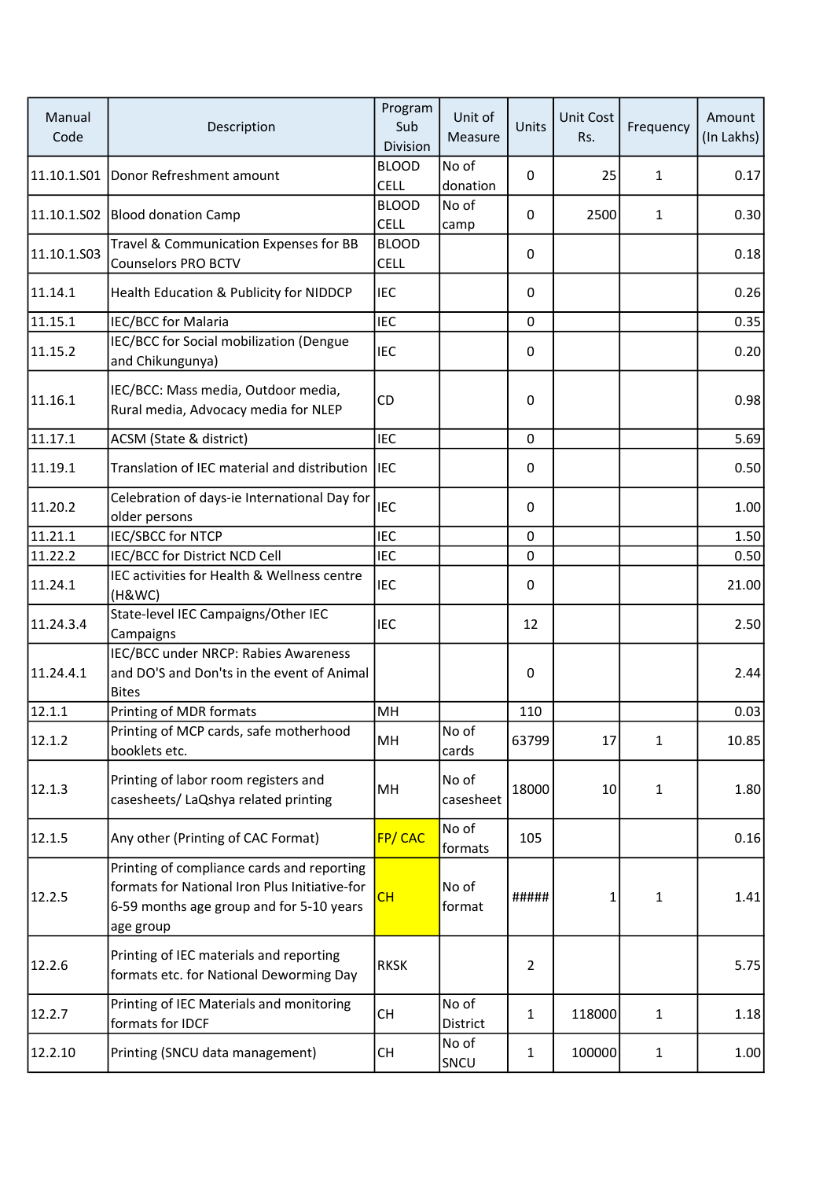| Manual Code | Description | Program Sub Division | Unit of Measure | Units | Unit Cost Rs. | Frequency | Amount (In Lakhs) |
|---|---|---|---|---|---|---|---|
| 11.10.1.S01 | Donor Refreshment amount | BLOOD CELL | No of donation | 0 | 25 | 1 | 0.17 |
| 11.10.1.S02 | Blood donation Camp | BLOOD CELL | No of camp | 0 | 2500 | 1 | 0.30 |
| 11.10.1.S03 | Travel & Communication Expenses for BB Counselors PRO BCTV | BLOOD CELL | | 0 | | | 0.18 |
| 11.14.1 | Health Education & Publicity for NIDDCP | IEC | | 0 | | | 0.26 |
| 11.15.1 | IEC/BCC for Malaria | IEC | | 0 | | | 0.35 |
| 11.15.2 | IEC/BCC for Social mobilization (Dengue and Chikungunya) | IEC | | 0 | | | 0.20 |
| 11.16.1 | IEC/BCC: Mass media, Outdoor media, Rural media, Advocacy media for NLEP | CD | | 0 | | | 0.98 |
| 11.17.1 | ACSM (State & district) | IEC | | 0 | | | 5.69 |
| 11.19.1 | Translation of IEC material and distribution | IEC | | 0 | | | 0.50 |
| 11.20.2 | Celebration of days-ie International Day for older persons | IEC | | 0 | | | 1.00 |
| 11.21.1 | IEC/SBCC for NTCP | IEC | | 0 | | | 1.50 |
| 11.22.2 | IEC/BCC for District NCD Cell | IEC | | 0 | | | 0.50 |
| 11.24.1 | IEC activities for Health & Wellness centre (H&WC) | IEC | | 0 | | | 21.00 |
| 11.24.3.4 | State-level IEC Campaigns/Other IEC Campaigns | IEC | | 12 | | | 2.50 |
| 11.24.4.1 | IEC/BCC under NRCP: Rabies Awareness and DO'S and Don'ts in the event of Animal Bites | | | 0 | | | 2.44 |
| 12.1.1 | Printing of MDR formats | MH | | 110 | | | 0.03 |
| 12.1.2 | Printing of MCP cards, safe motherhood booklets etc. | MH | No of cards | 63799 | 17 | 1 | 10.85 |
| 12.1.3 | Printing of labor room registers and casesheets/ LaQshya related printing | MH | No of casesheet | 18000 | 10 | 1 | 1.80 |
| 12.1.5 | Any other (Printing of CAC Format) | FP/ CAC | No of formats | 105 | | | 0.16 |
| 12.2.5 | Printing of compliance cards and reporting formats for National Iron Plus Initiative-for 6-59 months age group and for 5-10 years age group | CH | No of format | ##### | 1 | 1 | 1.41 |
| 12.2.6 | Printing of IEC materials and reporting formats etc. for National Deworming Day | RKSK | | 2 | | | 5.75 |
| 12.2.7 | Printing of IEC Materials and monitoring formats for IDCF | CH | No of District | 1 | 118000 | 1 | 1.18 |
| 12.2.10 | Printing (SNCU data management) | CH | No of SNCU | 1 | 100000 | 1 | 1.00 |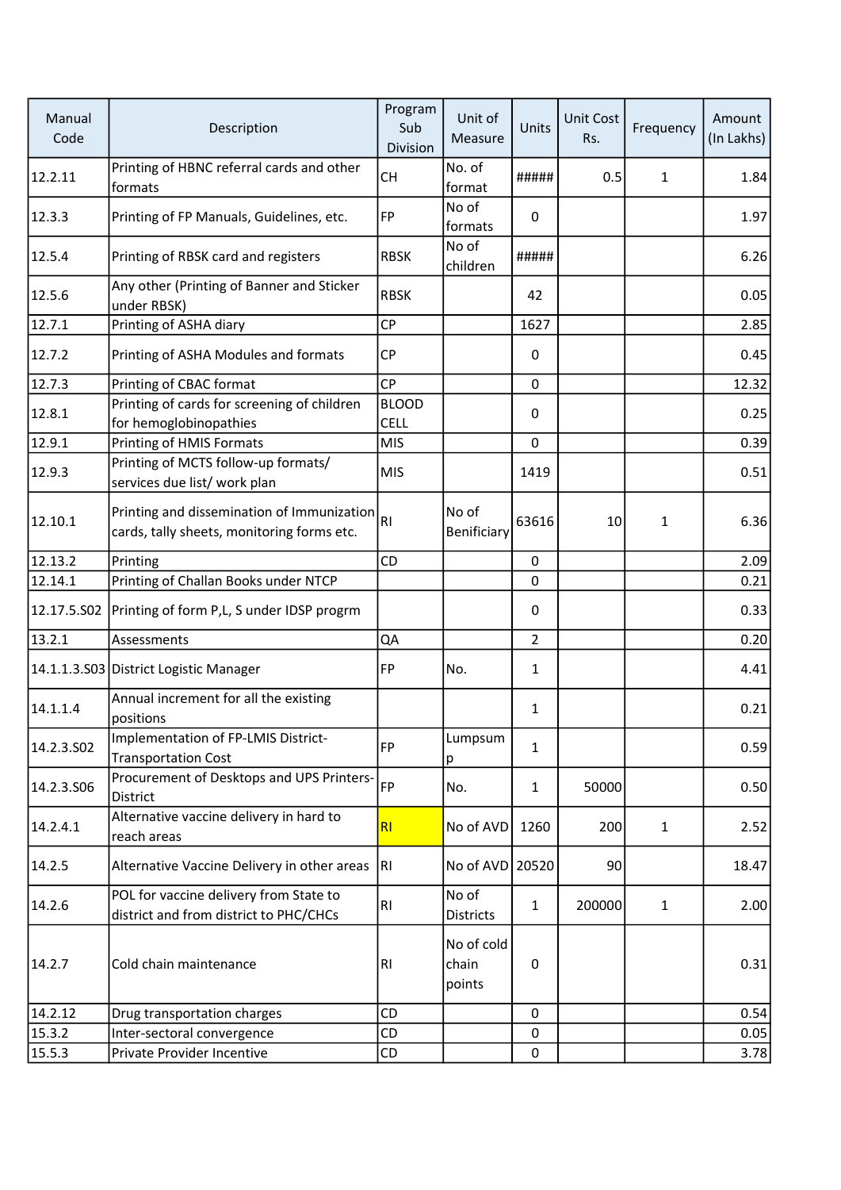| Manual Code | Description | Program Sub Division | Unit of Measure | Units | Unit Cost Rs. | Frequency | Amount (In Lakhs) |
|---|---|---|---|---|---|---|---|
| 12.2.11 | Printing of HBNC referral cards and other formats | CH | No. of format | ##### | 0.5 | 1 | 1.84 |
| 12.3.3 | Printing of FP Manuals, Guidelines, etc. | FP | No of formats | 0 | | | 1.97 |
| 12.5.4 | Printing of RBSK card and registers | RBSK | No of children | ##### | | | 6.26 |
| 12.5.6 | Any other (Printing of Banner and Sticker under RBSK) | RBSK | | 42 | | | 0.05 |
| 12.7.1 | Printing of ASHA diary | CP | | 1627 | | | 2.85 |
| 12.7.2 | Printing of ASHA Modules and formats | CP | | 0 | | | 0.45 |
| 12.7.3 | Printing of CBAC format | CP | | 0 | | | 12.32 |
| 12.8.1 | Printing of cards for screening of children for hemoglobinopathies | BLOOD CELL | | 0 | | | 0.25 |
| 12.9.1 | Printing of HMIS Formats | MIS | | 0 | | | 0.39 |
| 12.9.3 | Printing of MCTS follow-up formats/ services due list/ work plan | MIS | | 1419 | | | 0.51 |
| 12.10.1 | Printing and dissemination of Immunization cards, tally sheets, monitoring forms etc. | RI | No of Benificiary | 63616 | 10 | 1 | 6.36 |
| 12.13.2 | Printing | CD | | 0 | | | 2.09 |
| 12.14.1 | Printing of Challan Books under NTCP | | | 0 | | | 0.21 |
| 12.17.5.S02 | Printing of form P,L, S under IDSP progrm | | | 0 | | | 0.33 |
| 13.2.1 | Assessments | QA | | 2 | | | 0.20 |
| 14.1.1.3.S03 | District Logistic Manager | FP | No. | 1 | | | 4.41 |
| 14.1.1.4 | Annual increment for all the existing positions | | | 1 | | | 0.21 |
| 14.2.3.S02 | Implementation of FP-LMIS District-Transportation Cost | FP | Lumpsum p | 1 | | | 0.59 |
| 14.2.3.S06 | Procurement of Desktops and UPS Printers-District | FP | No. | 1 | 50000 | | 0.50 |
| 14.2.4.1 | Alternative vaccine delivery in hard to reach areas | RI | No of AVD | 1260 | 200 | 1 | 2.52 |
| 14.2.5 | Alternative Vaccine Delivery in other areas | RI | No of AVD | 20520 | 90 | | 18.47 |
| 14.2.6 | POL for vaccine delivery from State to district and from district to PHC/CHCs | RI | No of Districts | 1 | 200000 | 1 | 2.00 |
| 14.2.7 | Cold chain maintenance | RI | No of cold chain points | 0 | | | 0.31 |
| 14.2.12 | Drug transportation charges | CD | | 0 | | | 0.54 |
| 15.3.2 | Inter-sectoral convergence | CD | | 0 | | | 0.05 |
| 15.5.3 | Private Provider Incentive | CD | | 0 | | | 3.78 |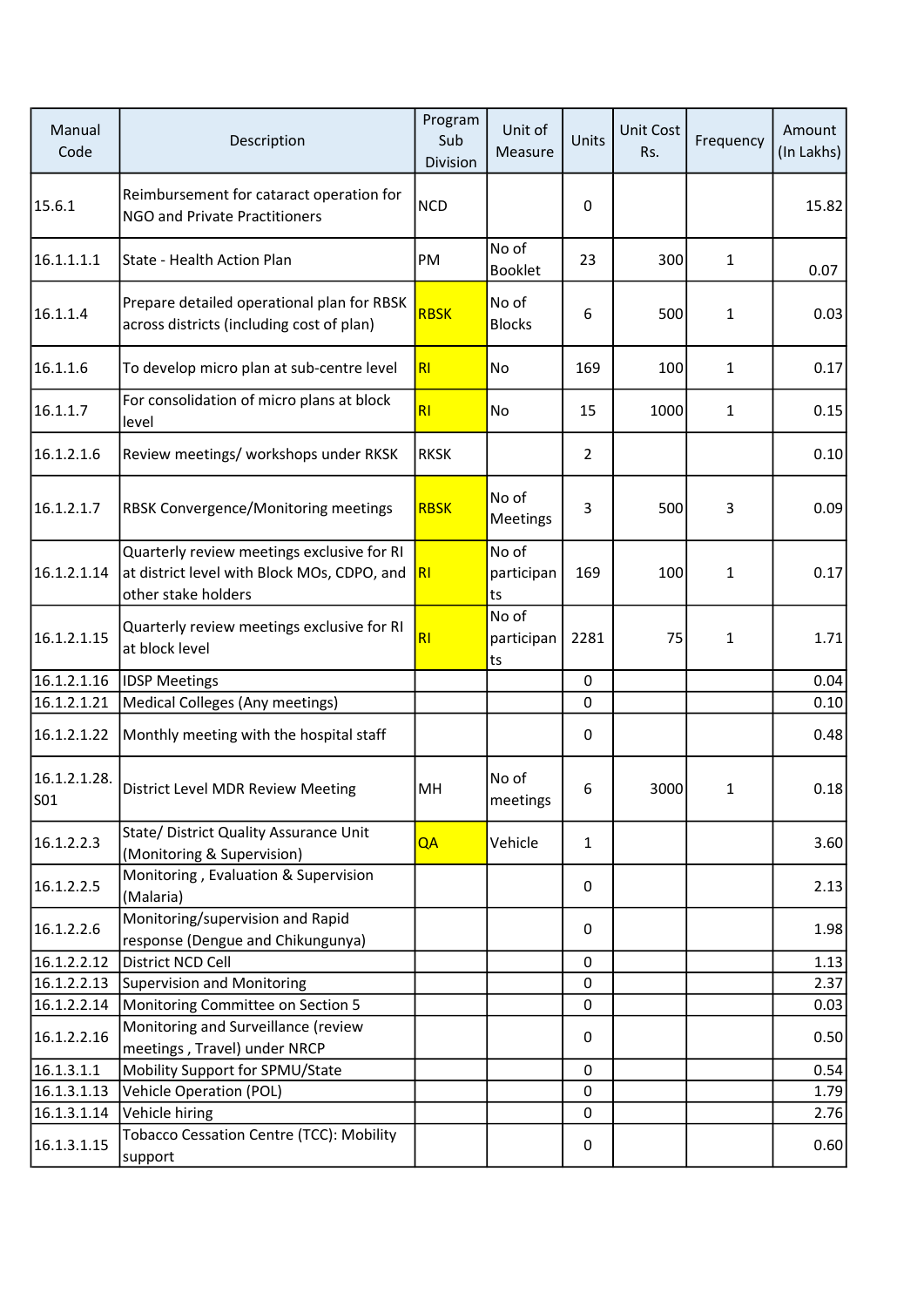| Manual Code | Description | Program Sub Division | Unit of Measure | Units | Unit Cost Rs. | Frequency | Amount (In Lakhs) |
|---|---|---|---|---|---|---|---|
| 15.6.1 | Reimbursement for cataract operation for NGO and Private Practitioners | NCD | | 0 | | | 15.82 |
| 16.1.1.1.1 | State - Health Action Plan | PM | No of Booklet | 23 | 300 | 1 | 0.07 |
| 16.1.1.4 | Prepare detailed operational plan for RBSK across districts (including cost of plan) | RBSK | No of Blocks | 6 | 500 | 1 | 0.03 |
| 16.1.1.6 | To develop micro plan at sub-centre level | RI | No | 169 | 100 | 1 | 0.17 |
| 16.1.1.7 | For consolidation of micro plans at block level | RI | No | 15 | 1000 | 1 | 0.15 |
| 16.1.2.1.6 | Review meetings/ workshops under RKSK | RKSK | | 2 | | | 0.10 |
| 16.1.2.1.7 | RBSK Convergence/Monitoring meetings | RBSK | No of Meetings | 3 | 500 | 3 | 0.09 |
| 16.1.2.1.14 | Quarterly review meetings exclusive for RI at district level with Block MOs, CDPO, and other stake holders | RI | No of participants | 169 | 100 | 1 | 0.17 |
| 16.1.2.1.15 | Quarterly review meetings exclusive for RI at block level | RI | No of participants | 2281 | 75 | 1 | 1.71 |
| 16.1.2.1.16 | IDSP Meetings | | | 0 | | | 0.04 |
| 16.1.2.1.21 | Medical Colleges (Any meetings) | | | 0 | | | 0.10 |
| 16.1.2.1.22 | Monthly meeting with the hospital staff | | | 0 | | | 0.48 |
| 16.1.2.1.28.S01 | District Level MDR Review Meeting | MH | No of meetings | 6 | 3000 | 1 | 0.18 |
| 16.1.2.2.3 | State/ District Quality Assurance Unit (Monitoring & Supervision) | QA | Vehicle | 1 | | | 3.60 |
| 16.1.2.2.5 | Monitoring , Evaluation & Supervision (Malaria) | | | 0 | | | 2.13 |
| 16.1.2.2.6 | Monitoring/supervision and Rapid response (Dengue and Chikungunya) | | | 0 | | | 1.98 |
| 16.1.2.2.12 | District NCD Cell | | | 0 | | | 1.13 |
| 16.1.2.2.13 | Supervision and Monitoring | | | 0 | | | 2.37 |
| 16.1.2.2.14 | Monitoring Committee on Section 5 | | | 0 | | | 0.03 |
| 16.1.2.2.16 | Monitoring and Surveillance (review meetings , Travel) under NRCP | | | 0 | | | 0.50 |
| 16.1.3.1.1 | Mobility Support for SPMU/State | | | 0 | | | 0.54 |
| 16.1.3.1.13 | Vehicle Operation (POL) | | | 0 | | | 1.79 |
| 16.1.3.1.14 | Vehicle hiring | | | 0 | | | 2.76 |
| 16.1.3.1.15 | Tobacco Cessation Centre (TCC): Mobility support | | | 0 | | | 0.60 |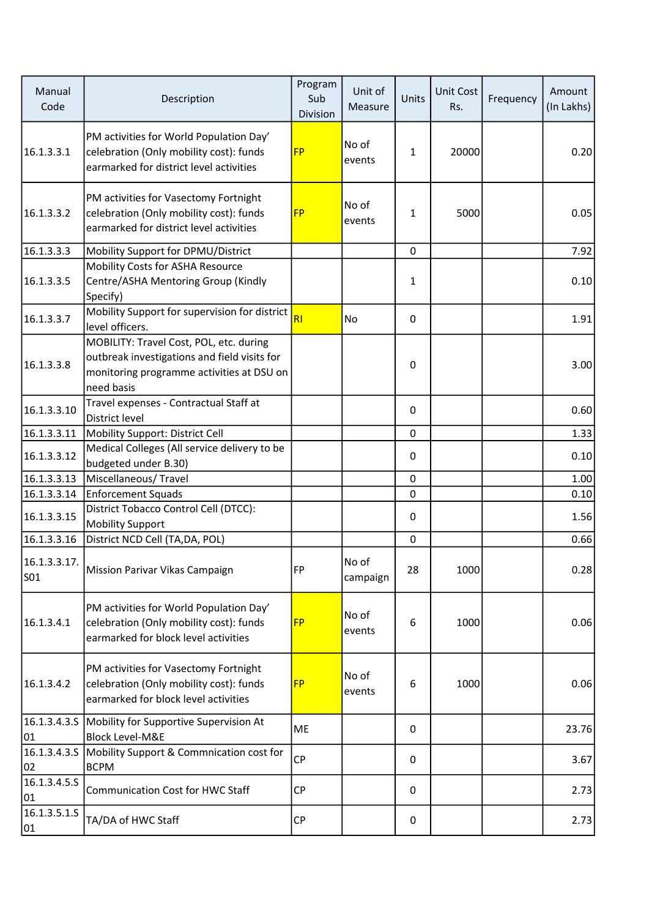| Manual Code | Description | Program Sub Division | Unit of Measure | Units | Unit Cost Rs. | Frequency | Amount (In Lakhs) |
|---|---|---|---|---|---|---|---|
| 16.1.3.3.1 | PM activities for World Population Day' celebration (Only mobility cost): funds earmarked for district level activities | FP | No of events | 1 | 20000 | | 0.20 |
| 16.1.3.3.2 | PM activities for Vasectomy Fortnight celebration (Only mobility cost): funds earmarked for district level activities | FP | No of events | 1 | 5000 | | 0.05 |
| 16.1.3.3.3 | Mobility Support for DPMU/District | | | 0 | | | 7.92 |
| 16.1.3.3.5 | Mobility Costs for ASHA Resource Centre/ASHA Mentoring Group (Kindly Specify) | | | 1 | | | 0.10 |
| 16.1.3.3.7 | Mobility Support for supervision for district level officers. | RI | No | 0 | | | 1.91 |
| 16.1.3.3.8 | MOBILITY: Travel Cost, POL, etc. during outbreak investigations and field visits for monitoring programme activities at DSU on need basis | | | 0 | | | 3.00 |
| 16.1.3.3.10 | Travel expenses - Contractual Staff at District level | | | 0 | | | 0.60 |
| 16.1.3.3.11 | Mobility Support: District Cell | | | 0 | | | 1.33 |
| 16.1.3.3.12 | Medical Colleges (All service delivery to be budgeted under B.30) | | | 0 | | | 0.10 |
| 16.1.3.3.13 | Miscellaneous/ Travel | | | 0 | | | 1.00 |
| 16.1.3.3.14 | Enforcement Squads | | | 0 | | | 0.10 |
| 16.1.3.3.15 | District Tobacco Control Cell (DTCC): Mobility Support | | | 0 | | | 1.56 |
| 16.1.3.3.16 | District NCD Cell (TA,DA, POL) | | | 0 | | | 0.66 |
| 16.1.3.3.17.S01 | Mission Parivar Vikas Campaign | FP | No of campaign | 28 | 1000 | | 0.28 |
| 16.1.3.4.1 | PM activities for World Population Day' celebration (Only mobility cost): funds earmarked for block level activities | FP | No of events | 6 | 1000 | | 0.06 |
| 16.1.3.4.2 | PM activities for Vasectomy Fortnight celebration (Only mobility cost): funds earmarked for block level activities | FP | No of events | 6 | 1000 | | 0.06 |
| 16.1.3.4.3.S01 | Mobility for Supportive Supervision At Block Level-M&E | ME | | 0 | | | 23.76 |
| 16.1.3.4.3.S02 | Mobility Support & Commnication cost for BCPM | CP | | 0 | | | 3.67 |
| 16.1.3.4.5.S01 | Communication Cost for HWC Staff | CP | | 0 | | | 2.73 |
| 16.1.3.5.1.S01 | TA/DA of HWC Staff | CP | | 0 | | | 2.73 |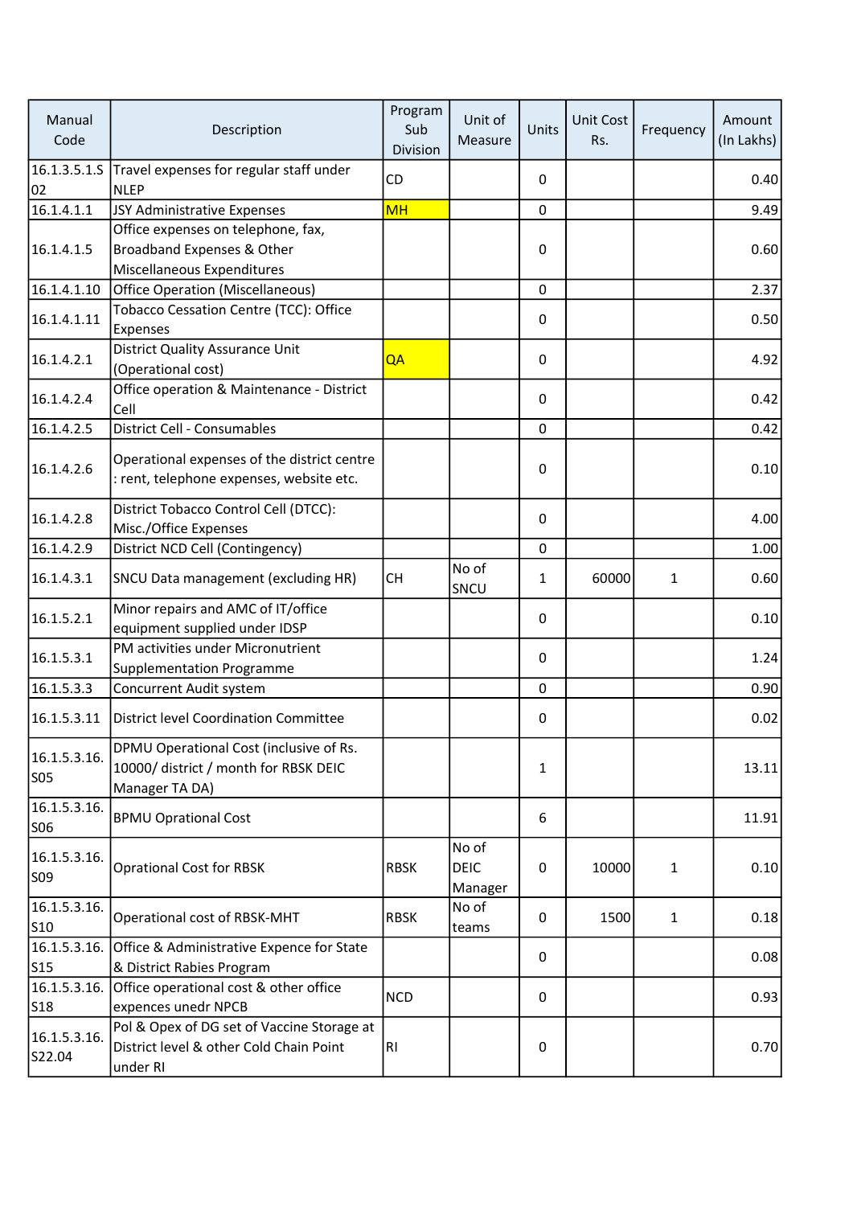| Manual Code | Description | Program Sub Division | Unit of Measure | Units | Unit Cost Rs. | Frequency | Amount (In Lakhs) |
|---|---|---|---|---|---|---|---|
| 16.1.3.5.1.S02 | Travel expenses for regular staff under NLEP | CD | | 0 | | | 0.40 |
| 16.1.4.1.1 | JSY Administrative Expenses | MH | | 0 | | | 9.49 |
| 16.1.4.1.5 | Office expenses on telephone, fax, Broadband Expenses & Other Miscellaneous Expenditures | | | 0 | | | 0.60 |
| 16.1.4.1.10 | Office Operation (Miscellaneous) | | | 0 | | | 2.37 |
| 16.1.4.1.11 | Tobacco Cessation Centre (TCC): Office Expenses | | | 0 | | | 0.50 |
| 16.1.4.2.1 | District Quality Assurance Unit (Operational cost) | QA | | 0 | | | 4.92 |
| 16.1.4.2.4 | Office operation & Maintenance - District Cell | | | 0 | | | 0.42 |
| 16.1.4.2.5 | District Cell - Consumables | | | 0 | | | 0.42 |
| 16.1.4.2.6 | Operational expenses of the district centre : rent, telephone expenses, website etc. | | | 0 | | | 0.10 |
| 16.1.4.2.8 | District Tobacco Control Cell (DTCC): Misc./Office Expenses | | | 0 | | | 4.00 |
| 16.1.4.2.9 | District NCD Cell (Contingency) | | | 0 | | | 1.00 |
| 16.1.4.3.1 | SNCU Data management (excluding HR) | CH | No of SNCU | 1 | 60000 | 1 | 0.60 |
| 16.1.5.2.1 | Minor repairs and AMC of IT/office equipment supplied under IDSP | | | 0 | | | 0.10 |
| 16.1.5.3.1 | PM activities under Micronutrient Supplementation Programme | | | 0 | | | 1.24 |
| 16.1.5.3.3 | Concurrent Audit system | | | 0 | | | 0.90 |
| 16.1.5.3.11 | District level Coordination Committee | | | 0 | | | 0.02 |
| 16.1.5.3.16.S05 | DPMU Operational Cost (inclusive of Rs. 10000/ district / month for RBSK DEIC Manager TA DA) | | | 1 | | | 13.11 |
| 16.1.5.3.16.S06 | BPMU Oprational Cost | | | 6 | | | 11.91 |
| 16.1.5.3.16.S09 | Oprational Cost for RBSK | RBSK | No of DEIC Manager | 0 | 10000 | 1 | 0.10 |
| 16.1.5.3.16.S10 | Operational cost of RBSK-MHT | RBSK | No of teams | 0 | 1500 | 1 | 0.18 |
| 16.1.5.3.16.S15 | Office & Administrative Expence for State & District Rabies Program | | | 0 | | | 0.08 |
| 16.1.5.3.16.S18 | Office operational cost & other office expences unedr NPCB | NCD | | 0 | | | 0.93 |
| 16.1.5.3.16.S22.04 | Pol & Opex of DG set of Vaccine Storage at District level & other Cold Chain Point under RI | RI | | 0 | | | 0.70 |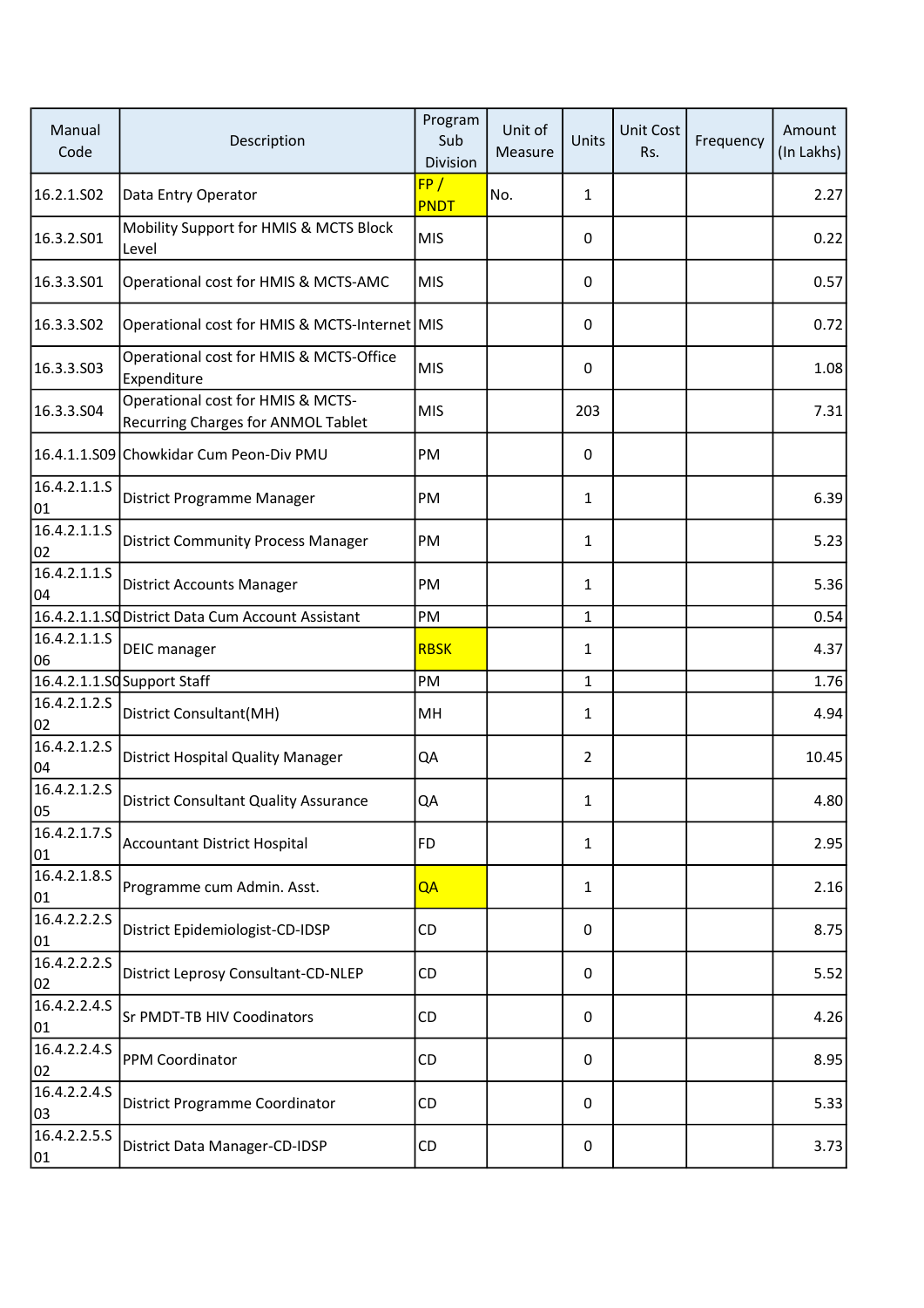| Manual Code | Description | Program Sub Division | Unit of Measure | Units | Unit Cost Rs. | Frequency | Amount (In Lakhs) |
|---|---|---|---|---|---|---|---|
| 16.2.1.S02 | Data Entry Operator | FP / PNDT | No. | 1 | | | 2.27 |
| 16.3.2.S01 | Mobility Support for HMIS & MCTS Block Level | MIS | | 0 | | | 0.22 |
| 16.3.3.S01 | Operational cost for HMIS & MCTS-AMC | MIS | | 0 | | | 0.57 |
| 16.3.3.S02 | Operational cost for HMIS & MCTS-Internet | MIS | | 0 | | | 0.72 |
| 16.3.3.S03 | Operational cost for HMIS & MCTS-Office Expenditure | MIS | | 0 | | | 1.08 |
| 16.3.3.S04 | Operational cost for HMIS & MCTS-Recurring Charges for ANMOL Tablet | MIS | | 203 | | | 7.31 |
| 16.4.1.1.S09 | Chowkidar Cum Peon-Div PMU | PM | | 0 | | | |
| 16.4.2.1.1.S01 | District Programme Manager | PM | | 1 | | | 6.39 |
| 16.4.2.1.1.S02 | District Community Process Manager | PM | | 1 | | | 5.23 |
| 16.4.2.1.1.S04 | District Accounts Manager | PM | | 1 | | | 5.36 |
| 16.4.2.1.1.S0 | District Data Cum Account Assistant | PM | | 1 | | | 0.54 |
| 16.4.2.1.1.S06 | DEIC manager | RBSK | | 1 | | | 4.37 |
| 16.4.2.1.1.S0 | Support Staff | PM | | 1 | | | 1.76 |
| 16.4.2.1.2.S02 | District Consultant(MH) | MH | | 1 | | | 4.94 |
| 16.4.2.1.2.S04 | District Hospital Quality Manager | QA | | 2 | | | 10.45 |
| 16.4.2.1.2.S05 | District Consultant Quality Assurance | QA | | 1 | | | 4.80 |
| 16.4.2.1.7.S01 | Accountant District Hospital | FD | | 1 | | | 2.95 |
| 16.4.2.1.8.S01 | Programme cum Admin. Asst. | QA | | 1 | | | 2.16 |
| 16.4.2.2.2.S01 | District Epidemiologist-CD-IDSP | CD | | 0 | | | 8.75 |
| 16.4.2.2.2.S02 | District Leprosy Consultant-CD-NLEP | CD | | 0 | | | 5.52 |
| 16.4.2.2.4.S01 | Sr PMDT-TB HIV Coodinators | CD | | 0 | | | 4.26 |
| 16.4.2.2.4.S02 | PPM Coordinator | CD | | 0 | | | 8.95 |
| 16.4.2.2.4.S03 | District Programme Coordinator | CD | | 0 | | | 5.33 |
| 16.4.2.2.5.S01 | District Data Manager-CD-IDSP | CD | | 0 | | | 3.73 |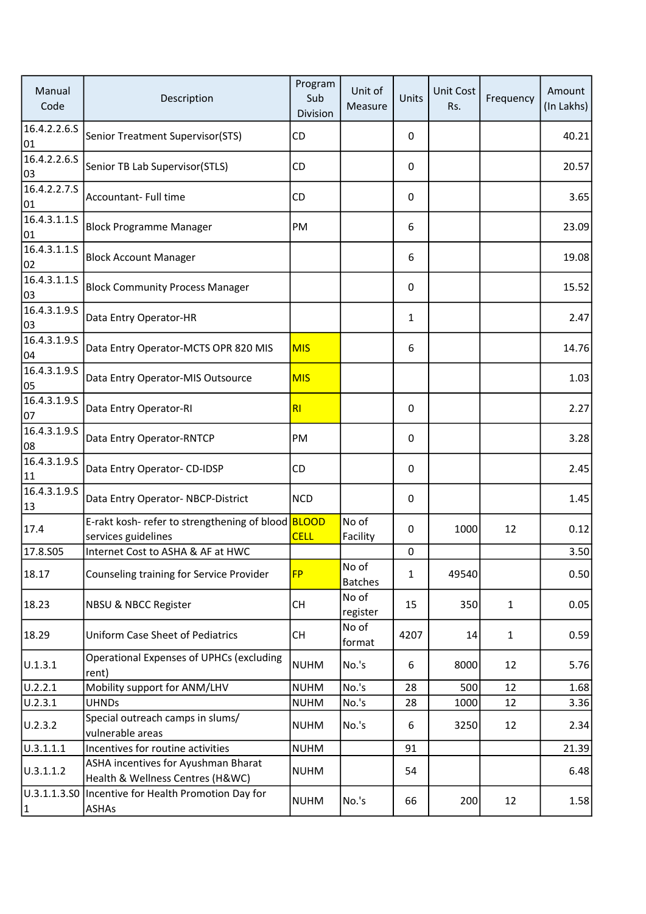| Manual Code | Description | Program Sub Division | Unit of Measure | Units | Unit Cost Rs. | Frequency | Amount (In Lakhs) |
|---|---|---|---|---|---|---|---|
| 16.4.2.2.6.S01 | Senior Treatment Supervisor(STS) | CD | | 0 | | | 40.21 |
| 16.4.2.2.6.S03 | Senior TB Lab Supervisor(STLS) | CD | | 0 | | | 20.57 |
| 16.4.2.2.7.S01 | Accountant- Full time | CD | | 0 | | | 3.65 |
| 16.4.3.1.1.S01 | Block Programme Manager | PM | | 6 | | | 23.09 |
| 16.4.3.1.1.S02 | Block Account Manager | | | 6 | | | 19.08 |
| 16.4.3.1.1.S03 | Block Community Process Manager | | | 0 | | | 15.52 |
| 16.4.3.1.9.S03 | Data Entry Operator-HR | | | 1 | | | 2.47 |
| 16.4.3.1.9.S04 | Data Entry Operator-MCTS OPR 820 MIS | MIS | | 6 | | | 14.76 |
| 16.4.3.1.9.S05 | Data Entry Operator-MIS Outsource | MIS | | | | | 1.03 |
| 16.4.3.1.9.S07 | Data Entry Operator-RI | RI | | 0 | | | 2.27 |
| 16.4.3.1.9.S08 | Data Entry Operator-RNTCP | PM | | 0 | | | 3.28 |
| 16.4.3.1.9.S11 | Data Entry Operator- CD-IDSP | CD | | 0 | | | 2.45 |
| 16.4.3.1.9.S13 | Data Entry Operator- NBCP-District | NCD | | 0 | | | 1.45 |
| 17.4 | E-rakt kosh- refer to strengthening of blood services guidelines | BLOOD CELL | No of Facility | 0 | 1000 | 12 | 0.12 |
| 17.8.S05 | Internet Cost to ASHA & AF at HWC | | | 0 | | | 3.50 |
| 18.17 | Counseling training for Service Provider | FP | No of Batches | 1 | 49540 | | 0.50 |
| 18.23 | NBSU & NBCC Register | CH | No of register | 15 | 350 | 1 | 0.05 |
| 18.29 | Uniform Case Sheet of Pediatrics | CH | No of format | 4207 | 14 | 1 | 0.59 |
| U.1.3.1 | Operational Expenses of UPHCs (excluding rent) | NUHM | No.'s | 6 | 8000 | 12 | 5.76 |
| U.2.2.1 | Mobility support for ANM/LHV | NUHM | No.'s | 28 | 500 | 12 | 1.68 |
| U.2.3.1 | UHNDs | NUHM | No.'s | 28 | 1000 | 12 | 3.36 |
| U.2.3.2 | Special outreach camps in slums/ vulnerable areas | NUHM | No.'s | 6 | 3250 | 12 | 2.34 |
| U.3.1.1.1 | Incentives for routine activities | NUHM | | 91 | | | 21.39 |
| U.3.1.1.2 | ASHA incentives for Ayushman Bharat Health & Wellness Centres (H&WC) | NUHM | | 54 | | | 6.48 |
| U.3.1.1.3.S01 | Incentive for Health Promotion Day for ASHAs | NUHM | No.'s | 66 | 200 | 12 | 1.58 |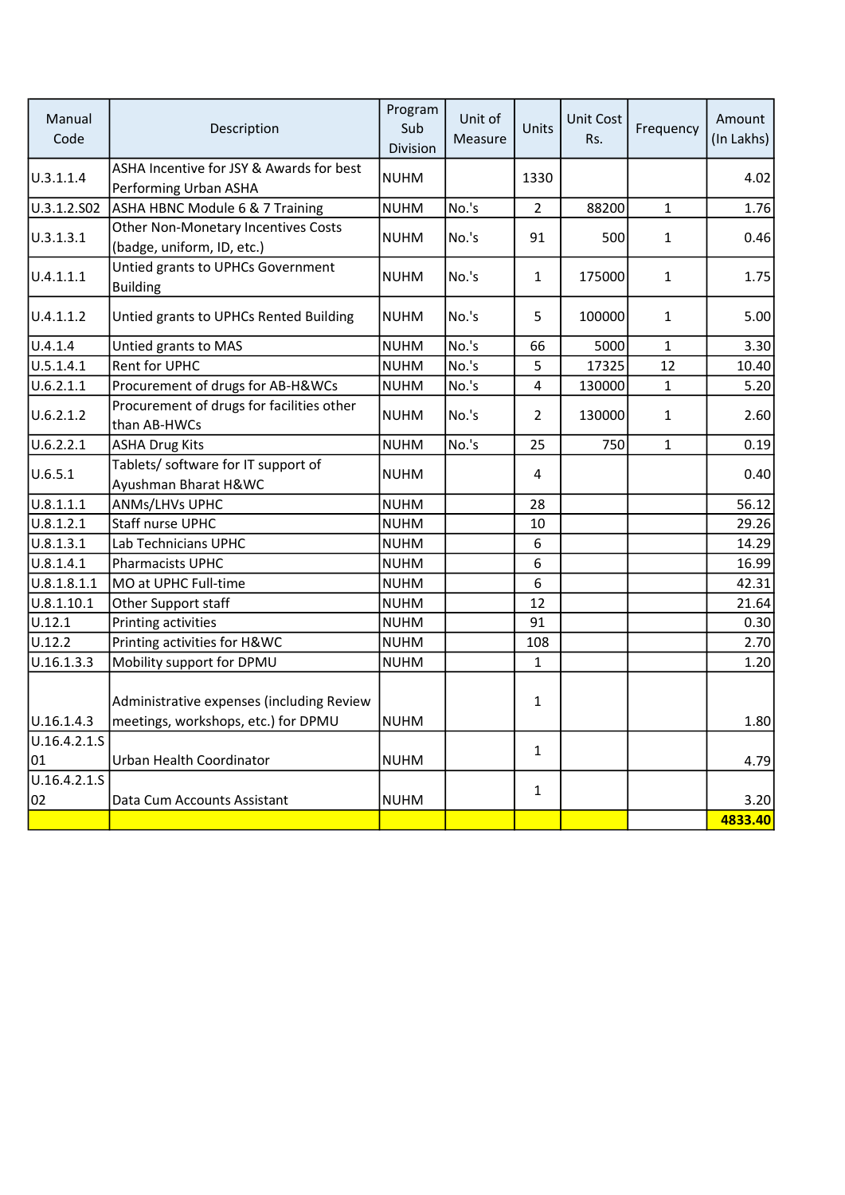| Manual Code | Description | Program Sub Division | Unit of Measure | Units | Unit Cost Rs. | Frequency | Amount (In Lakhs) |
|---|---|---|---|---|---|---|---|
| U.3.1.1.4 | ASHA Incentive for JSY & Awards for best Performing Urban ASHA | NUHM | | 1330 | | | 4.02 |
| U.3.1.2.S02 | ASHA HBNC Module 6 & 7 Training | NUHM | No.'s | 2 | 88200 | 1 | 1.76 |
| U.3.1.3.1 | Other Non-Monetary Incentives Costs (badge, uniform, ID, etc.) | NUHM | No.'s | 91 | 500 | 1 | 0.46 |
| U.4.1.1.1 | Untied grants to UPHCs Government Building | NUHM | No.'s | 1 | 175000 | 1 | 1.75 |
| U.4.1.1.2 | Untied grants to UPHCs Rented Building | NUHM | No.'s | 5 | 100000 | 1 | 5.00 |
| U.4.1.4 | Untied grants to MAS | NUHM | No.'s | 66 | 5000 | 1 | 3.30 |
| U.5.1.4.1 | Rent for UPHC | NUHM | No.'s | 5 | 17325 | 12 | 10.40 |
| U.6.2.1.1 | Procurement of drugs for AB-H&WCs | NUHM | No.'s | 4 | 130000 | 1 | 5.20 |
| U.6.2.1.2 | Procurement of drugs for facilities other than AB-HWCs | NUHM | No.'s | 2 | 130000 | 1 | 2.60 |
| U.6.2.2.1 | ASHA Drug Kits | NUHM | No.'s | 25 | 750 | 1 | 0.19 |
| U.6.5.1 | Tablets/ software for IT support of Ayushman Bharat H&WC | NUHM | | 4 | | | 0.40 |
| U.8.1.1.1 | ANMs/LHVs UPHC | NUHM | | 28 | | | 56.12 |
| U.8.1.2.1 | Staff nurse UPHC | NUHM | | 10 | | | 29.26 |
| U.8.1.3.1 | Lab Technicians UPHC | NUHM | | 6 | | | 14.29 |
| U.8.1.4.1 | Pharmacists UPHC | NUHM | | 6 | | | 16.99 |
| U.8.1.8.1.1 | MO at UPHC Full-time | NUHM | | 6 | | | 42.31 |
| U.8.1.10.1 | Other Support staff | NUHM | | 12 | | | 21.64 |
| U.12.1 | Printing activities | NUHM | | 91 | | | 0.30 |
| U.12.2 | Printing activities for H&WC | NUHM | | 108 | | | 2.70 |
| U.16.1.3.3 | Mobility support for DPMU | NUHM | | 1 | | | 1.20 |
| U.16.1.4.3 | Administrative expenses (including Review meetings, workshops, etc.) for DPMU | NUHM | | 1 | | | 1.80 |
| U.16.4.2.1.S01 | Urban Health Coordinator | NUHM | | 1 | | | 4.79 |
| U.16.4.2.1.S02 | Data Cum Accounts Assistant | NUHM | | 1 | | | 3.20 |
| | | | | | | | **4833.40** |